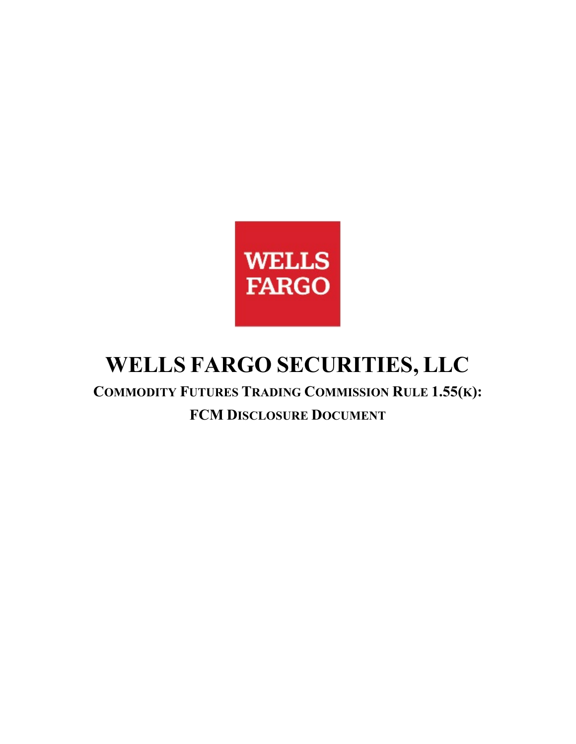WELLS FARGO

# WELLS FARGO SECURITIES, LLC

## COMMODITY FUTURES TRADING COMMISSION RULE 1.55(K): FCM DISCLOSURE DOCUMENT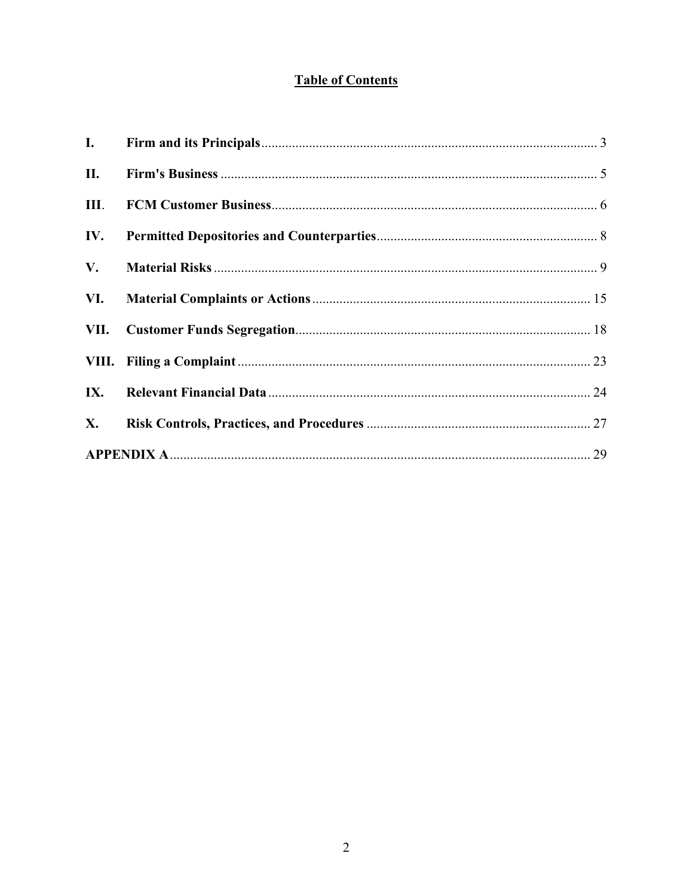# Table of Contents

| | | |
|---|---|---|
| **I.** | **Firm and its Principals** | 3 |
| **II.** | **Firm's Business** | 5 |
| **III.** | **FCM Customer Business** | 6 |
| **IV.** | **Permitted Depositories and Counterparties** | 8 |
| **V.** | **Material Risks** | 9 |
| **VI.** | **Material Complaints or Actions** | 15 |
| **VII.** | **Customer Funds Segregation** | 18 |
| **VIII.** | **Filing a Complaint** | 23 |
| **IX.** | **Relevant Financial Data** | 24 |
| **X.** | **Risk Controls, Practices, and Procedures** | 27 |
| **APPENDIX A** | | 29 |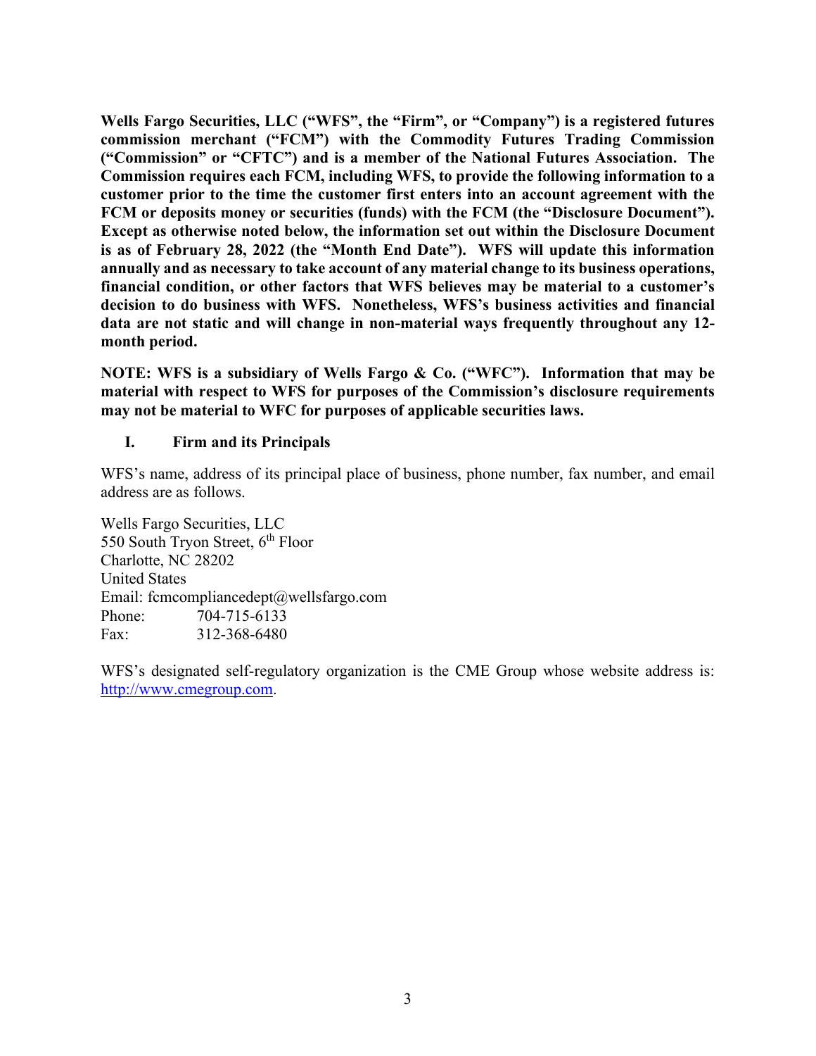**Wells Fargo Securities, LLC ("WFS", the "Firm", or "Company") is a registered futures commission merchant ("FCM") with the Commodity Futures Trading Commission ("Commission" or "CFTC") and is a member of the National Futures Association. The Commission requires each FCM, including WFS, to provide the following information to a customer prior to the time the customer first enters into an account agreement with the FCM or deposits money or securities (funds) with the FCM (the "Disclosure Document"). Except as otherwise noted below, the information set out within the Disclosure Document is as of February 28, 2022 (the "Month End Date"). WFS will update this information annually and as necessary to take account of any material change to its business operations, financial condition, or other factors that WFS believes may be material to a customer's decision to do business with WFS. Nonetheless, WFS's business activities and financial data are not static and will change in non-material ways frequently throughout any 12-month period.**

**NOTE: WFS is a subsidiary of Wells Fargo & Co. ("WFC"). Information that may be material with respect to WFS for purposes of the Commission's disclosure requirements may not be material to WFC for purposes of applicable securities laws.**

## I. Firm and its Principals

WFS's name, address of its principal place of business, phone number, fax number, and email address are as follows.

Wells Fargo Securities, LLC
550 South Tryon Street, 6th Floor
Charlotte, NC 28202
United States
Email: fcmcompliancedept@wellsfargo.com
Phone: 704-715-6133
Fax: 312-368-6480

WFS's designated self-regulatory organization is the CME Group whose website address is: http://www.cmegroup.com.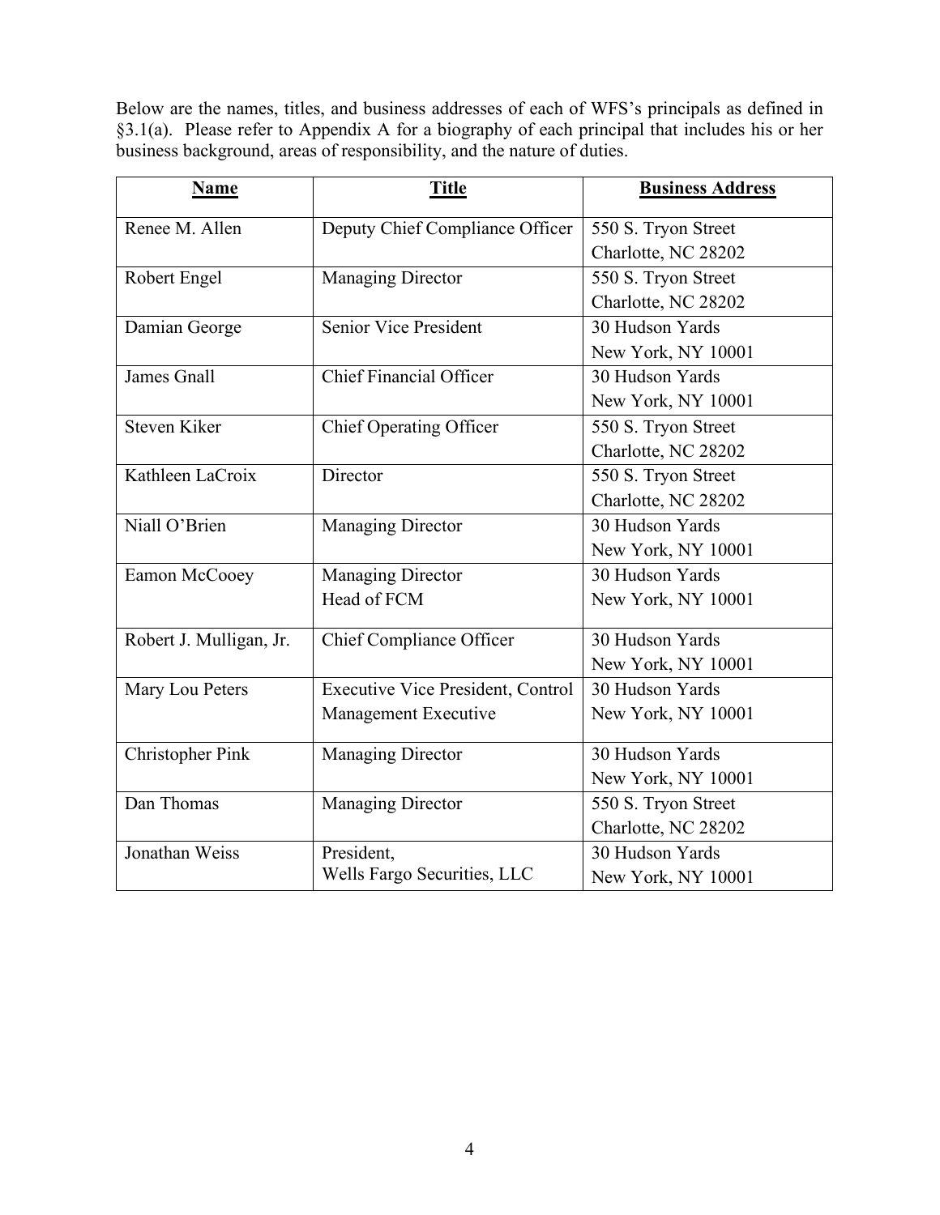Below are the names, titles, and business addresses of each of WFS's principals as defined in §3.1(a). Please refer to Appendix A for a biography of each principal that includes his or her business background, areas of responsibility, and the nature of duties.

| **Name** | **Title** | **Business Address** |
|---|---|---|
| Renee M. Allen | Deputy Chief Compliance Officer | 550 S. Tryon Street<br>Charlotte, NC 28202 |
| Robert Engel | Managing Director | 550 S. Tryon Street<br>Charlotte, NC 28202 |
| Damian George | Senior Vice President | 30 Hudson Yards<br>New York, NY 10001 |
| James Gnall | Chief Financial Officer | 30 Hudson Yards<br>New York, NY 10001 |
| Steven Kiker | Chief Operating Officer | 550 S. Tryon Street<br>Charlotte, NC 28202 |
| Kathleen LaCroix | Director | 550 S. Tryon Street<br>Charlotte, NC 28202 |
| Niall O'Brien | Managing Director | 30 Hudson Yards<br>New York, NY 10001 |
| Eamon McCooey | Managing Director<br>Head of FCM | 30 Hudson Yards<br>New York, NY 10001 |
| Robert J. Mulligan, Jr. | Chief Compliance Officer | 30 Hudson Yards<br>New York, NY 10001 |
| Mary Lou Peters | Executive Vice President, Control Management Executive | 30 Hudson Yards<br>New York, NY 10001 |
| Christopher Pink | Managing Director | 30 Hudson Yards<br>New York, NY 10001 |
| Dan Thomas | Managing Director | 550 S. Tryon Street<br>Charlotte, NC 28202 |
| Jonathan Weiss | President,<br>Wells Fargo Securities, LLC | 30 Hudson Yards<br>New York, NY 10001 |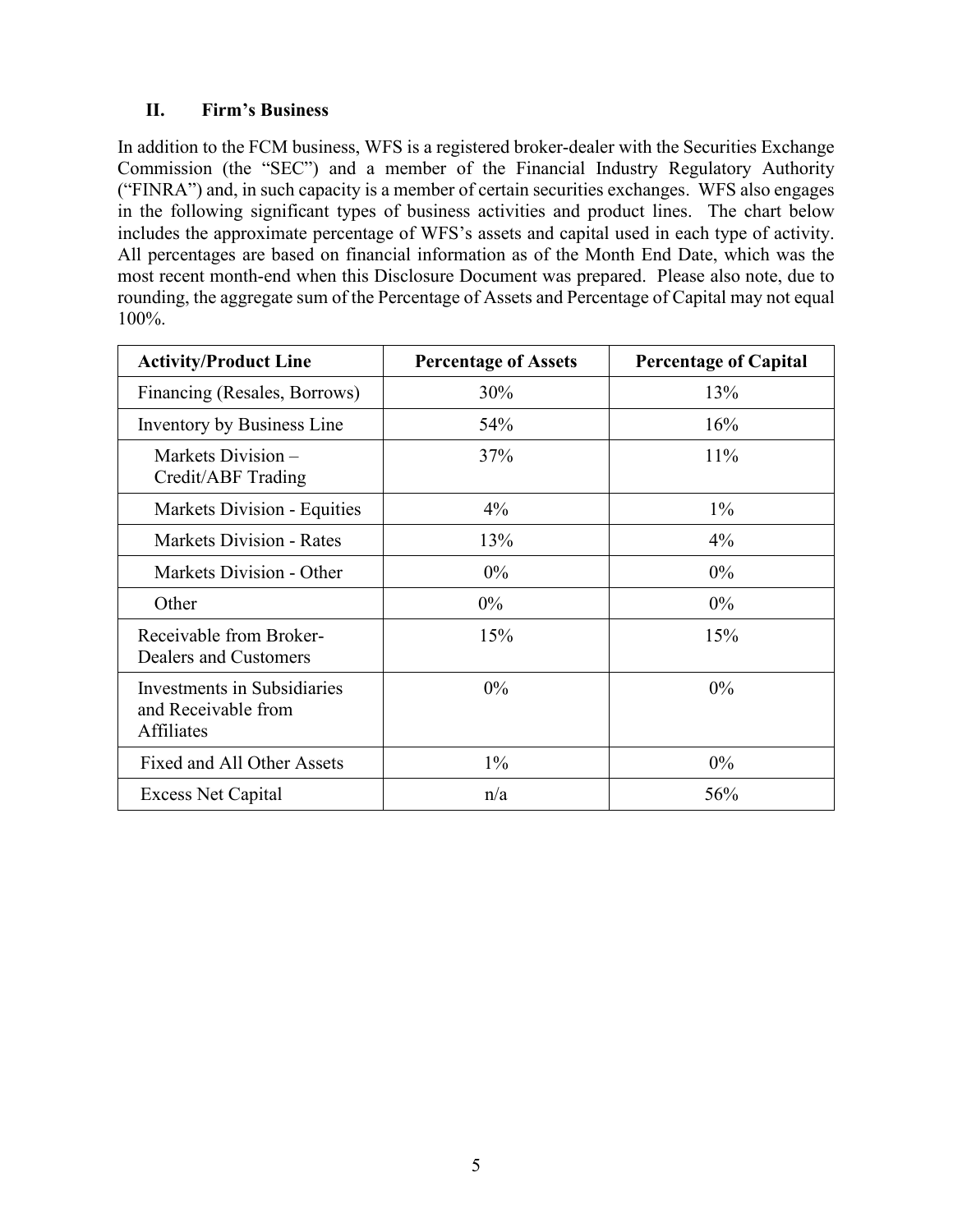## II. Firm's Business

In addition to the FCM business, WFS is a registered broker-dealer with the Securities Exchange Commission (the "SEC") and a member of the Financial Industry Regulatory Authority ("FINRA") and, in such capacity is a member of certain securities exchanges. WFS also engages in the following significant types of business activities and product lines. The chart below includes the approximate percentage of WFS's assets and capital used in each type of activity. All percentages are based on financial information as of the Month End Date, which was the most recent month-end when this Disclosure Document was prepared. Please also note, due to rounding, the aggregate sum of the Percentage of Assets and Percentage of Capital may not equal 100%.

| Activity/Product Line | Percentage of Assets | Percentage of Capital |
|---|---|---|
| Financing (Resales, Borrows) | 30% | 13% |
| Inventory by Business Line | 54% | 16% |
| Markets Division – Credit/ABF Trading | 37% | 11% |
| Markets Division - Equities | 4% | 1% |
| Markets Division - Rates | 13% | 4% |
| Markets Division - Other | 0% | 0% |
| Other | 0% | 0% |
| Receivable from Broker-Dealers and Customers | 15% | 15% |
| Investments in Subsidiaries and Receivable from Affiliates | 0% | 0% |
| Fixed and All Other Assets | 1% | 0% |
| Excess Net Capital | n/a | 56% |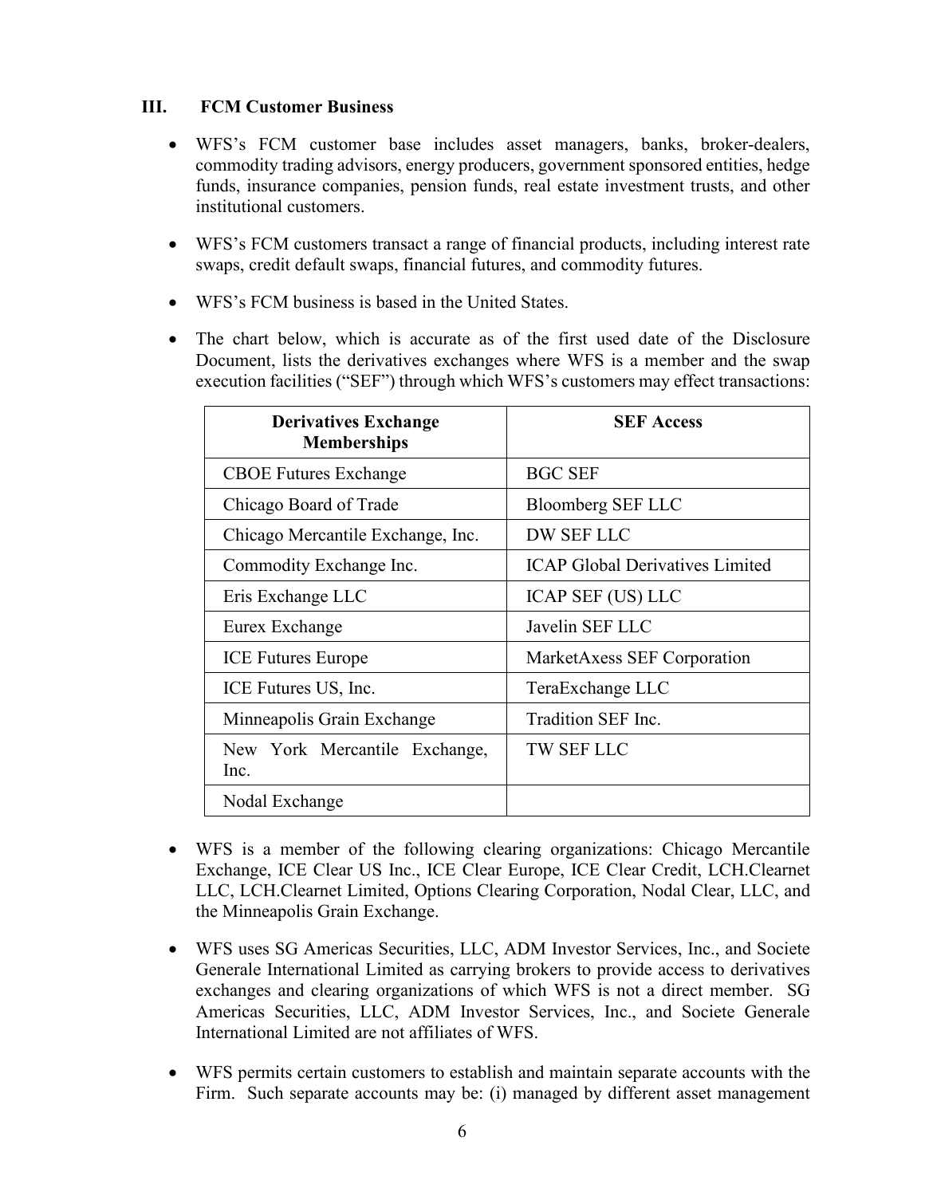## III. FCM Customer Business

- WFS's FCM customer base includes asset managers, banks, broker-dealers, commodity trading advisors, energy producers, government sponsored entities, hedge funds, insurance companies, pension funds, real estate investment trusts, and other institutional customers.
- WFS's FCM customers transact a range of financial products, including interest rate swaps, credit default swaps, financial futures, and commodity futures.
- WFS's FCM business is based in the United States.
- The chart below, which is accurate as of the first used date of the Disclosure Document, lists the derivatives exchanges where WFS is a member and the swap execution facilities ("SEF") through which WFS's customers may effect transactions:

| Derivatives Exchange Memberships | SEF Access |
|---|---|
| CBOE Futures Exchange | BGC SEF |
| Chicago Board of Trade | Bloomberg SEF LLC |
| Chicago Mercantile Exchange, Inc. | DW SEF LLC |
| Commodity Exchange Inc. | ICAP Global Derivatives Limited |
| Eris Exchange LLC | ICAP SEF (US) LLC |
| Eurex Exchange | Javelin SEF LLC |
| ICE Futures Europe | MarketAxess SEF Corporation |
| ICE Futures US, Inc. | TeraExchange LLC |
| Minneapolis Grain Exchange | Tradition SEF Inc. |
| New York Mercantile Exchange, Inc. | TW SEF LLC |
| Nodal Exchange | |

- WFS is a member of the following clearing organizations: Chicago Mercantile Exchange, ICE Clear US Inc., ICE Clear Europe, ICE Clear Credit, LCH.Clearnet LLC, LCH.Clearnet Limited, Options Clearing Corporation, Nodal Clear, LLC, and the Minneapolis Grain Exchange.
- WFS uses SG Americas Securities, LLC, ADM Investor Services, Inc., and Societe Generale International Limited as carrying brokers to provide access to derivatives exchanges and clearing organizations of which WFS is not a direct member. SG Americas Securities, LLC, ADM Investor Services, Inc., and Societe Generale International Limited are not affiliates of WFS.
- WFS permits certain customers to establish and maintain separate accounts with the Firm. Such separate accounts may be: (i) managed by different asset management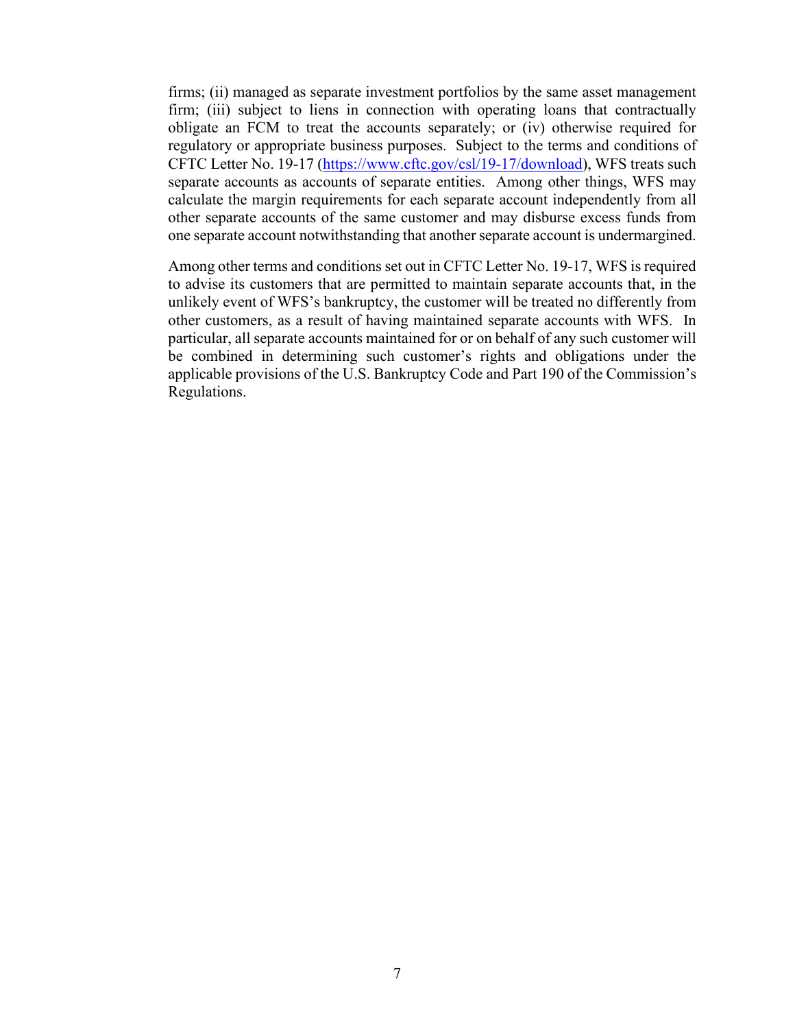firms; (ii) managed as separate investment portfolios by the same asset management firm; (iii) subject to liens in connection with operating loans that contractually obligate an FCM to treat the accounts separately; or (iv) otherwise required for regulatory or appropriate business purposes. Subject to the terms and conditions of CFTC Letter No. 19-17 ([https://www.cftc.gov/csl/19-17/download](https://www.cftc.gov/csl/19-17/download)), WFS treats such separate accounts as accounts of separate entities. Among other things, WFS may calculate the margin requirements for each separate account independently from all other separate accounts of the same customer and may disburse excess funds from one separate account notwithstanding that another separate account is undermargined.

Among other terms and conditions set out in CFTC Letter No. 19-17, WFS is required to advise its customers that are permitted to maintain separate accounts that, in the unlikely event of WFS's bankruptcy, the customer will be treated no differently from other customers, as a result of having maintained separate accounts with WFS. In particular, all separate accounts maintained for or on behalf of any such customer will be combined in determining such customer's rights and obligations under the applicable provisions of the U.S. Bankruptcy Code and Part 190 of the Commission's Regulations.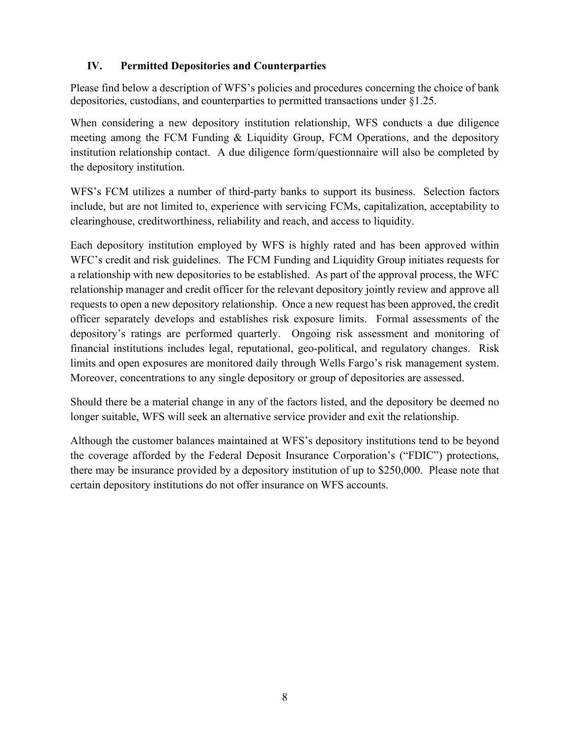## IV. Permitted Depositories and Counterparties

Please find below a description of WFS's policies and procedures concerning the choice of bank depositories, custodians, and counterparties to permitted transactions under §1.25.

When considering a new depository institution relationship, WFS conducts a due diligence meeting among the FCM Funding & Liquidity Group, FCM Operations, and the depository institution relationship contact. A due diligence form/questionnaire will also be completed by the depository institution.

WFS's FCM utilizes a number of third-party banks to support its business. Selection factors include, but are not limited to, experience with servicing FCMs, capitalization, acceptability to clearinghouse, creditworthiness, reliability and reach, and access to liquidity.

Each depository institution employed by WFS is highly rated and has been approved within WFC's credit and risk guidelines. The FCM Funding and Liquidity Group initiates requests for a relationship with new depositories to be established. As part of the approval process, the WFC relationship manager and credit officer for the relevant depository jointly review and approve all requests to open a new depository relationship. Once a new request has been approved, the credit officer separately develops and establishes risk exposure limits. Formal assessments of the depository's ratings are performed quarterly. Ongoing risk assessment and monitoring of financial institutions includes legal, reputational, geo-political, and regulatory changes. Risk limits and open exposures are monitored daily through Wells Fargo's risk management system. Moreover, concentrations to any single depository or group of depositories are assessed.

Should there be a material change in any of the factors listed, and the depository be deemed no longer suitable, WFS will seek an alternative service provider and exit the relationship.

Although the customer balances maintained at WFS's depository institutions tend to be beyond the coverage afforded by the Federal Deposit Insurance Corporation's ("FDIC") protections, there may be insurance provided by a depository institution of up to $250,000. Please note that certain depository institutions do not offer insurance on WFS accounts.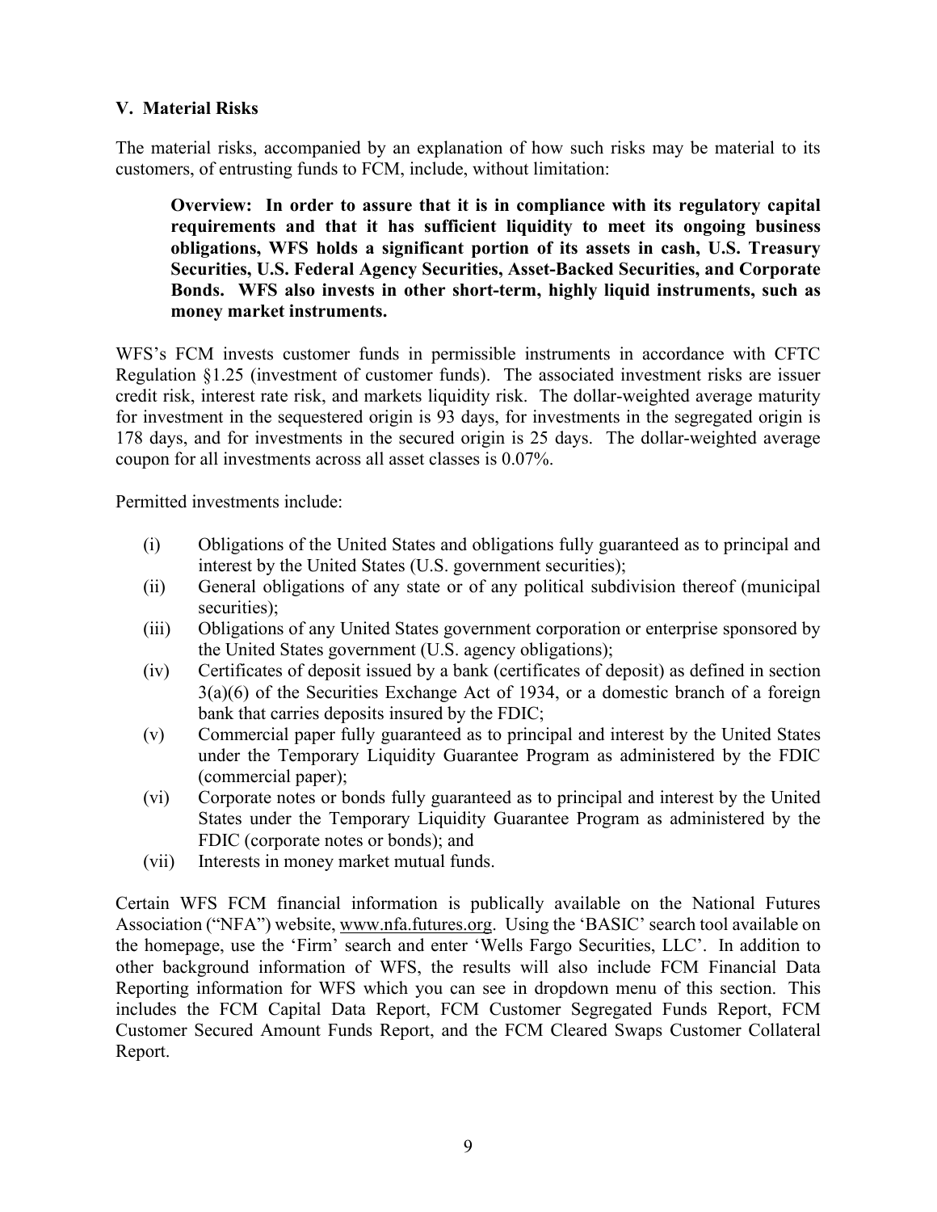## V. Material Risks

The material risks, accompanied by an explanation of how such risks may be material to its customers, of entrusting funds to FCM, include, without limitation:

> **Overview: In order to assure that it is in compliance with its regulatory capital requirements and that it has sufficient liquidity to meet its ongoing business obligations, WFS holds a significant portion of its assets in cash, U.S. Treasury Securities, U.S. Federal Agency Securities, Asset-Backed Securities, and Corporate Bonds. WFS also invests in other short-term, highly liquid instruments, such as money market instruments.**

WFS's FCM invests customer funds in permissible instruments in accordance with CFTC Regulation §1.25 (investment of customer funds). The associated investment risks are issuer credit risk, interest rate risk, and markets liquidity risk. The dollar-weighted average maturity for investment in the sequestered origin is 93 days, for investments in the segregated origin is 178 days, and for investments in the secured origin is 25 days. The dollar-weighted average coupon for all investments across all asset classes is 0.07%.

Permitted investments include:

(i) Obligations of the United States and obligations fully guaranteed as to principal and interest by the United States (U.S. government securities);

(ii) General obligations of any state or of any political subdivision thereof (municipal securities);

(iii) Obligations of any United States government corporation or enterprise sponsored by the United States government (U.S. agency obligations);

(iv) Certificates of deposit issued by a bank (certificates of deposit) as defined in section 3(a)(6) of the Securities Exchange Act of 1934, or a domestic branch of a foreign bank that carries deposits insured by the FDIC;

(v) Commercial paper fully guaranteed as to principal and interest by the United States under the Temporary Liquidity Guarantee Program as administered by the FDIC (commercial paper);

(vi) Corporate notes or bonds fully guaranteed as to principal and interest by the United States under the Temporary Liquidity Guarantee Program as administered by the FDIC (corporate notes or bonds); and

(vii) Interests in money market mutual funds.

Certain WFS FCM financial information is publically available on the National Futures Association ("NFA") website, www.nfa.futures.org. Using the 'BASIC' search tool available on the homepage, use the 'Firm' search and enter 'Wells Fargo Securities, LLC'. In addition to other background information of WFS, the results will also include FCM Financial Data Reporting information for WFS which you can see in dropdown menu of this section. This includes the FCM Capital Data Report, FCM Customer Segregated Funds Report, FCM Customer Secured Amount Funds Report, and the FCM Cleared Swaps Customer Collateral Report.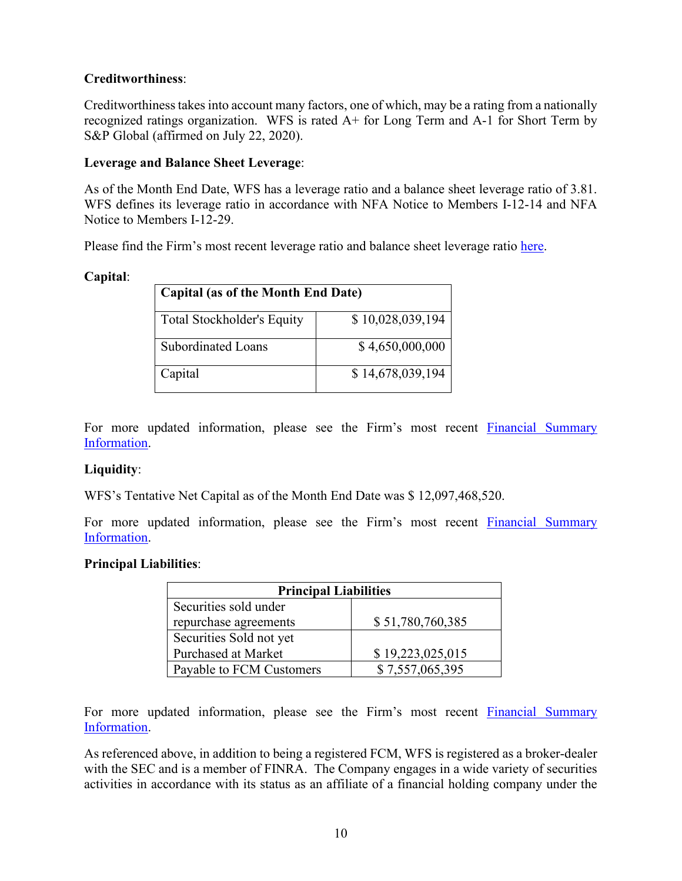**Creditworthiness**:

Creditworthiness takes into account many factors, one of which, may be a rating from a nationally recognized ratings organization. WFS is rated A+ for Long Term and A-1 for Short Term by S&P Global (affirmed on July 22, 2020).

**Leverage and Balance Sheet Leverage**:

As of the Month End Date, WFS has a leverage ratio and a balance sheet leverage ratio of 3.81. WFS defines its leverage ratio in accordance with NFA Notice to Members I-12-14 and NFA Notice to Members I-12-29.

Please find the Firm's most recent leverage ratio and balance sheet leverage ratio here.

**Capital**:

| Capital (as of the Month End Date) | |
|---|---|
| Total Stockholder's Equity | $ 10,028,039,194 |
| Subordinated Loans | $ 4,650,000,000 |
| Capital | $ 14,678,039,194 |

For more updated information, please see the Firm's most recent Financial Summary Information.

**Liquidity**:

WFS's Tentative Net Capital as of the Month End Date was $ 12,097,468,520.

For more updated information, please see the Firm's most recent Financial Summary Information.

**Principal Liabilities**:

| Principal Liabilities | |
|---|---|
| Securities sold under repurchase agreements | $ 51,780,760,385 |
| Securities Sold not yet Purchased at Market | $ 19,223,025,015 |
| Payable to FCM Customers | $ 7,557,065,395 |

For more updated information, please see the Firm's most recent Financial Summary Information.

As referenced above, in addition to being a registered FCM, WFS is registered as a broker-dealer with the SEC and is a member of FINRA. The Company engages in a wide variety of securities activities in accordance with its status as an affiliate of a financial holding company under the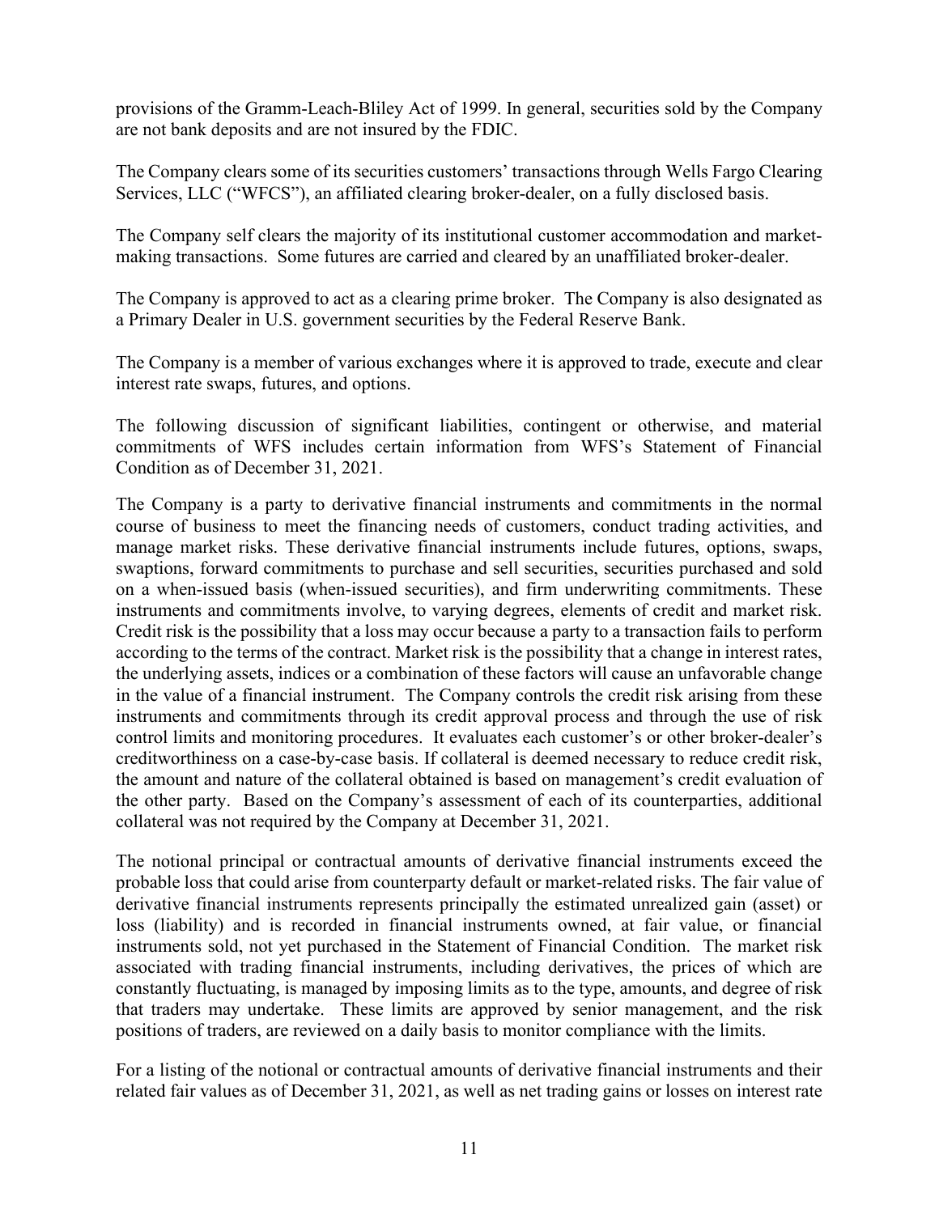provisions of the Gramm-Leach-Bliley Act of 1999. In general, securities sold by the Company are not bank deposits and are not insured by the FDIC.

The Company clears some of its securities customers' transactions through Wells Fargo Clearing Services, LLC ("WFCS"), an affiliated clearing broker-dealer, on a fully disclosed basis.

The Company self clears the majority of its institutional customer accommodation and market-making transactions. Some futures are carried and cleared by an unaffiliated broker-dealer.

The Company is approved to act as a clearing prime broker. The Company is also designated as a Primary Dealer in U.S. government securities by the Federal Reserve Bank.

The Company is a member of various exchanges where it is approved to trade, execute and clear interest rate swaps, futures, and options.

The following discussion of significant liabilities, contingent or otherwise, and material commitments of WFS includes certain information from WFS's Statement of Financial Condition as of December 31, 2021.

The Company is a party to derivative financial instruments and commitments in the normal course of business to meet the financing needs of customers, conduct trading activities, and manage market risks. These derivative financial instruments include futures, options, swaps, swaptions, forward commitments to purchase and sell securities, securities purchased and sold on a when-issued basis (when-issued securities), and firm underwriting commitments. These instruments and commitments involve, to varying degrees, elements of credit and market risk. Credit risk is the possibility that a loss may occur because a party to a transaction fails to perform according to the terms of the contract. Market risk is the possibility that a change in interest rates, the underlying assets, indices or a combination of these factors will cause an unfavorable change in the value of a financial instrument. The Company controls the credit risk arising from these instruments and commitments through its credit approval process and through the use of risk control limits and monitoring procedures. It evaluates each customer's or other broker-dealer's creditworthiness on a case-by-case basis. If collateral is deemed necessary to reduce credit risk, the amount and nature of the collateral obtained is based on management's credit evaluation of the other party. Based on the Company's assessment of each of its counterparties, additional collateral was not required by the Company at December 31, 2021.

The notional principal or contractual amounts of derivative financial instruments exceed the probable loss that could arise from counterparty default or market-related risks. The fair value of derivative financial instruments represents principally the estimated unrealized gain (asset) or loss (liability) and is recorded in financial instruments owned, at fair value, or financial instruments sold, not yet purchased in the Statement of Financial Condition. The market risk associated with trading financial instruments, including derivatives, the prices of which are constantly fluctuating, is managed by imposing limits as to the type, amounts, and degree of risk that traders may undertake. These limits are approved by senior management, and the risk positions of traders, are reviewed on a daily basis to monitor compliance with the limits.

For a listing of the notional or contractual amounts of derivative financial instruments and their related fair values as of December 31, 2021, as well as net trading gains or losses on interest rate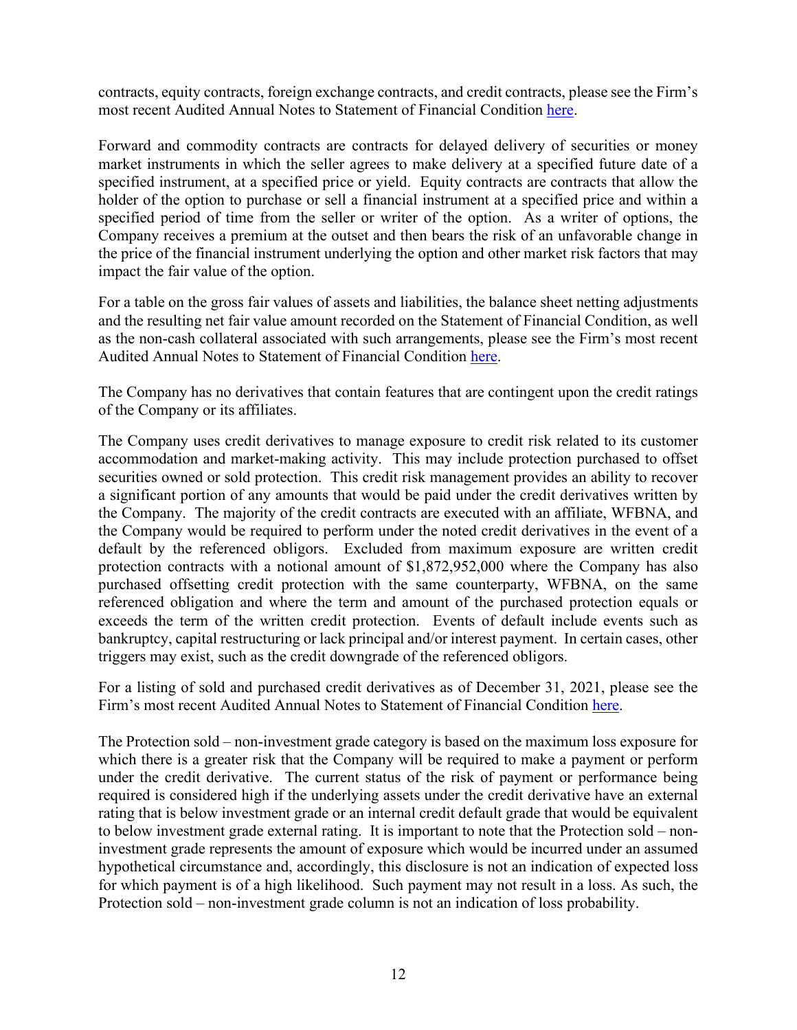contracts, equity contracts, foreign exchange contracts, and credit contracts, please see the Firm's most recent Audited Annual Notes to Statement of Financial Condition here.

Forward and commodity contracts are contracts for delayed delivery of securities or money market instruments in which the seller agrees to make delivery at a specified future date of a specified instrument, at a specified price or yield. Equity contracts are contracts that allow the holder of the option to purchase or sell a financial instrument at a specified price and within a specified period of time from the seller or writer of the option. As a writer of options, the Company receives a premium at the outset and then bears the risk of an unfavorable change in the price of the financial instrument underlying the option and other market risk factors that may impact the fair value of the option.

For a table on the gross fair values of assets and liabilities, the balance sheet netting adjustments and the resulting net fair value amount recorded on the Statement of Financial Condition, as well as the non-cash collateral associated with such arrangements, please see the Firm's most recent Audited Annual Notes to Statement of Financial Condition here.

The Company has no derivatives that contain features that are contingent upon the credit ratings of the Company or its affiliates.

The Company uses credit derivatives to manage exposure to credit risk related to its customer accommodation and market-making activity. This may include protection purchased to offset securities owned or sold protection. This credit risk management provides an ability to recover a significant portion of any amounts that would be paid under the credit derivatives written by the Company. The majority of the credit contracts are executed with an affiliate, WFBNA, and the Company would be required to perform under the noted credit derivatives in the event of a default by the referenced obligors. Excluded from maximum exposure are written credit protection contracts with a notional amount of $1,872,952,000 where the Company has also purchased offsetting credit protection with the same counterparty, WFBNA, on the same referenced obligation and where the term and amount of the purchased protection equals or exceeds the term of the written credit protection. Events of default include events such as bankruptcy, capital restructuring or lack principal and/or interest payment. In certain cases, other triggers may exist, such as the credit downgrade of the referenced obligors.

For a listing of sold and purchased credit derivatives as of December 31, 2021, please see the Firm's most recent Audited Annual Notes to Statement of Financial Condition here.

The Protection sold – non-investment grade category is based on the maximum loss exposure for which there is a greater risk that the Company will be required to make a payment or perform under the credit derivative. The current status of the risk of payment or performance being required is considered high if the underlying assets under the credit derivative have an external rating that is below investment grade or an internal credit default grade that would be equivalent to below investment grade external rating. It is important to note that the Protection sold – non-investment grade represents the amount of exposure which would be incurred under an assumed hypothetical circumstance and, accordingly, this disclosure is not an indication of expected loss for which payment is of a high likelihood. Such payment may not result in a loss. As such, the Protection sold – non-investment grade column is not an indication of loss probability.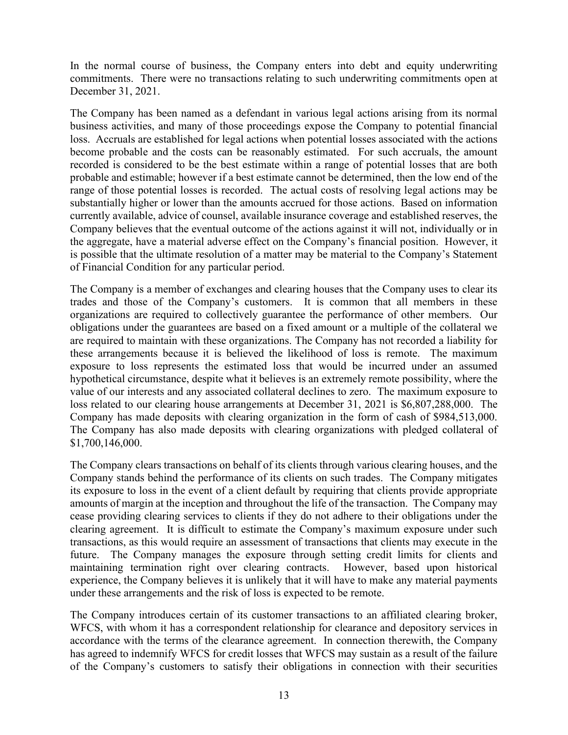In the normal course of business, the Company enters into debt and equity underwriting commitments. There were no transactions relating to such underwriting commitments open at December 31, 2021.

The Company has been named as a defendant in various legal actions arising from its normal business activities, and many of those proceedings expose the Company to potential financial loss. Accruals are established for legal actions when potential losses associated with the actions become probable and the costs can be reasonably estimated. For such accruals, the amount recorded is considered to be the best estimate within a range of potential losses that are both probable and estimable; however if a best estimate cannot be determined, then the low end of the range of those potential losses is recorded. The actual costs of resolving legal actions may be substantially higher or lower than the amounts accrued for those actions. Based on information currently available, advice of counsel, available insurance coverage and established reserves, the Company believes that the eventual outcome of the actions against it will not, individually or in the aggregate, have a material adverse effect on the Company's financial position. However, it is possible that the ultimate resolution of a matter may be material to the Company's Statement of Financial Condition for any particular period.

The Company is a member of exchanges and clearing houses that the Company uses to clear its trades and those of the Company's customers. It is common that all members in these organizations are required to collectively guarantee the performance of other members. Our obligations under the guarantees are based on a fixed amount or a multiple of the collateral we are required to maintain with these organizations. The Company has not recorded a liability for these arrangements because it is believed the likelihood of loss is remote. The maximum exposure to loss represents the estimated loss that would be incurred under an assumed hypothetical circumstance, despite what it believes is an extremely remote possibility, where the value of our interests and any associated collateral declines to zero. The maximum exposure to loss related to our clearing house arrangements at December 31, 2021 is $6,807,288,000. The Company has made deposits with clearing organization in the form of cash of $984,513,000. The Company has also made deposits with clearing organizations with pledged collateral of $1,700,146,000.

The Company clears transactions on behalf of its clients through various clearing houses, and the Company stands behind the performance of its clients on such trades. The Company mitigates its exposure to loss in the event of a client default by requiring that clients provide appropriate amounts of margin at the inception and throughout the life of the transaction. The Company may cease providing clearing services to clients if they do not adhere to their obligations under the clearing agreement. It is difficult to estimate the Company's maximum exposure under such transactions, as this would require an assessment of transactions that clients may execute in the future. The Company manages the exposure through setting credit limits for clients and maintaining termination right over clearing contracts. However, based upon historical experience, the Company believes it is unlikely that it will have to make any material payments under these arrangements and the risk of loss is expected to be remote.

The Company introduces certain of its customer transactions to an affiliated clearing broker, WFCS, with whom it has a correspondent relationship for clearance and depository services in accordance with the terms of the clearance agreement. In connection therewith, the Company has agreed to indemnify WFCS for credit losses that WFCS may sustain as a result of the failure of the Company's customers to satisfy their obligations in connection with their securities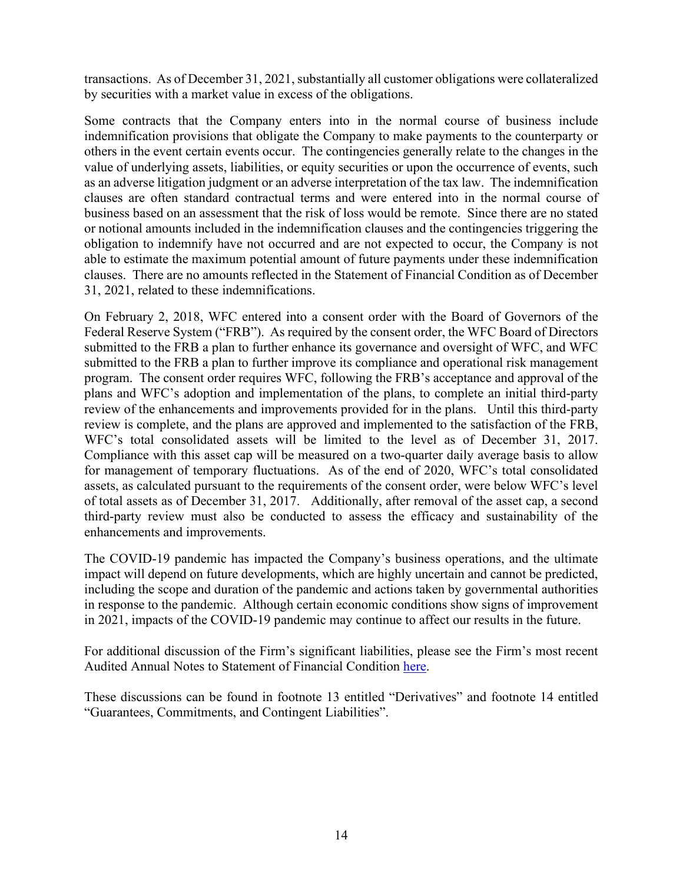transactions. As of December 31, 2021, substantially all customer obligations were collateralized by securities with a market value in excess of the obligations.

Some contracts that the Company enters into in the normal course of business include indemnification provisions that obligate the Company to make payments to the counterparty or others in the event certain events occur. The contingencies generally relate to the changes in the value of underlying assets, liabilities, or equity securities or upon the occurrence of events, such as an adverse litigation judgment or an adverse interpretation of the tax law. The indemnification clauses are often standard contractual terms and were entered into in the normal course of business based on an assessment that the risk of loss would be remote. Since there are no stated or notional amounts included in the indemnification clauses and the contingencies triggering the obligation to indemnify have not occurred and are not expected to occur, the Company is not able to estimate the maximum potential amount of future payments under these indemnification clauses. There are no amounts reflected in the Statement of Financial Condition as of December 31, 2021, related to these indemnifications.

On February 2, 2018, WFC entered into a consent order with the Board of Governors of the Federal Reserve System ("FRB"). As required by the consent order, the WFC Board of Directors submitted to the FRB a plan to further enhance its governance and oversight of WFC, and WFC submitted to the FRB a plan to further improve its compliance and operational risk management program. The consent order requires WFC, following the FRB's acceptance and approval of the plans and WFC's adoption and implementation of the plans, to complete an initial third-party review of the enhancements and improvements provided for in the plans. Until this third-party review is complete, and the plans are approved and implemented to the satisfaction of the FRB, WFC's total consolidated assets will be limited to the level as of December 31, 2017. Compliance with this asset cap will be measured on a two-quarter daily average basis to allow for management of temporary fluctuations. As of the end of 2020, WFC's total consolidated assets, as calculated pursuant to the requirements of the consent order, were below WFC's level of total assets as of December 31, 2017. Additionally, after removal of the asset cap, a second third-party review must also be conducted to assess the efficacy and sustainability of the enhancements and improvements.

The COVID-19 pandemic has impacted the Company's business operations, and the ultimate impact will depend on future developments, which are highly uncertain and cannot be predicted, including the scope and duration of the pandemic and actions taken by governmental authorities in response to the pandemic. Although certain economic conditions show signs of improvement in 2021, impacts of the COVID-19 pandemic may continue to affect our results in the future.

For additional discussion of the Firm's significant liabilities, please see the Firm's most recent Audited Annual Notes to Statement of Financial Condition here.

These discussions can be found in footnote 13 entitled "Derivatives" and footnote 14 entitled "Guarantees, Commitments, and Contingent Liabilities".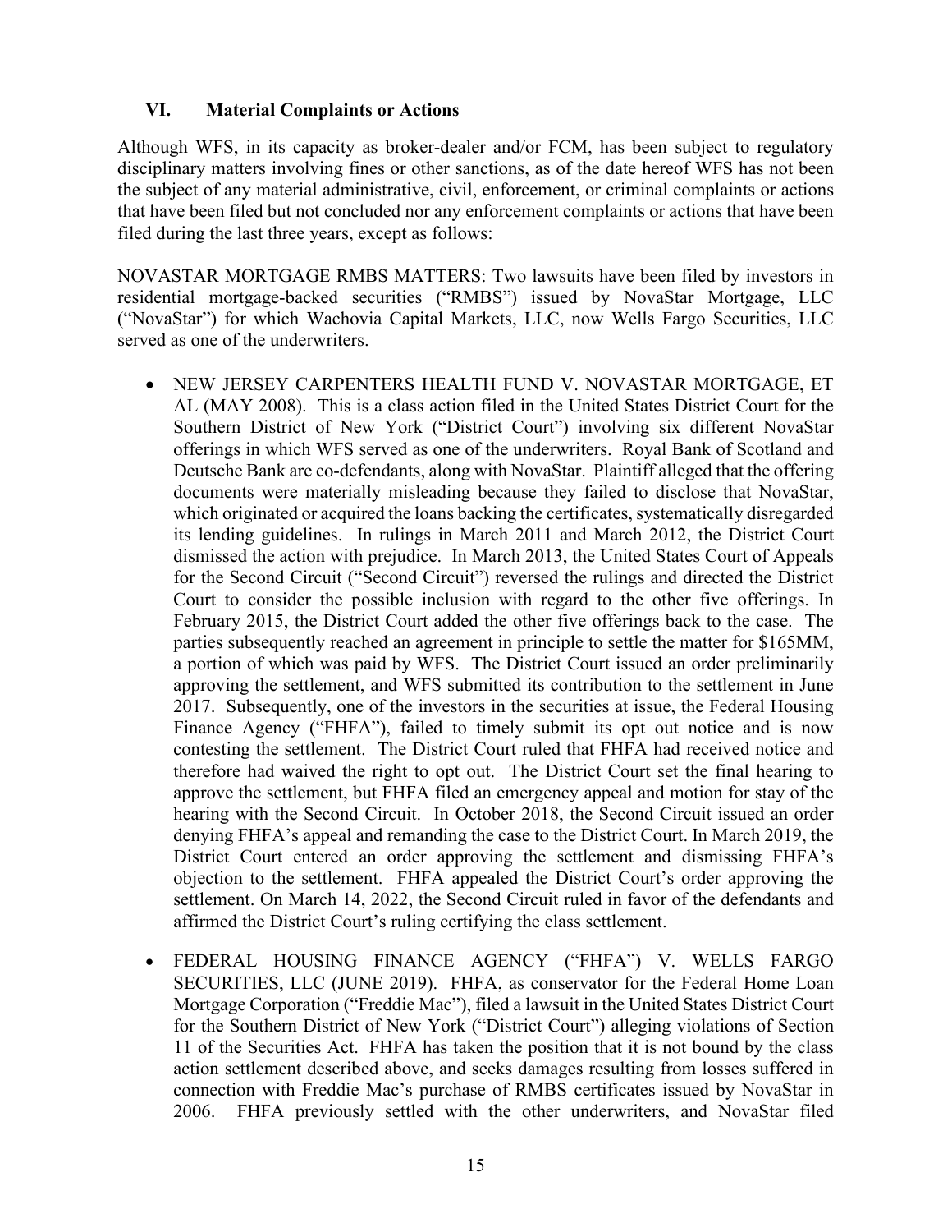## VI. Material Complaints or Actions

Although WFS, in its capacity as broker-dealer and/or FCM, has been subject to regulatory disciplinary matters involving fines or other sanctions, as of the date hereof WFS has not been the subject of any material administrative, civil, enforcement, or criminal complaints or actions that have been filed but not concluded nor any enforcement complaints or actions that have been filed during the last three years, except as follows:

NOVASTAR MORTGAGE RMBS MATTERS: Two lawsuits have been filed by investors in residential mortgage-backed securities ("RMBS") issued by NovaStar Mortgage, LLC ("NovaStar") for which Wachovia Capital Markets, LLC, now Wells Fargo Securities, LLC served as one of the underwriters.

- NEW JERSEY CARPENTERS HEALTH FUND V. NOVASTAR MORTGAGE, ET AL (MAY 2008). This is a class action filed in the United States District Court for the Southern District of New York ("District Court") involving six different NovaStar offerings in which WFS served as one of the underwriters. Royal Bank of Scotland and Deutsche Bank are co-defendants, along with NovaStar. Plaintiff alleged that the offering documents were materially misleading because they failed to disclose that NovaStar, which originated or acquired the loans backing the certificates, systematically disregarded its lending guidelines. In rulings in March 2011 and March 2012, the District Court dismissed the action with prejudice. In March 2013, the United States Court of Appeals for the Second Circuit ("Second Circuit") reversed the rulings and directed the District Court to consider the possible inclusion with regard to the other five offerings. In February 2015, the District Court added the other five offerings back to the case. The parties subsequently reached an agreement in principle to settle the matter for $165MM, a portion of which was paid by WFS. The District Court issued an order preliminarily approving the settlement, and WFS submitted its contribution to the settlement in June 2017. Subsequently, one of the investors in the securities at issue, the Federal Housing Finance Agency ("FHFA"), failed to timely submit its opt out notice and is now contesting the settlement. The District Court ruled that FHFA had received notice and therefore had waived the right to opt out. The District Court set the final hearing to approve the settlement, but FHFA filed an emergency appeal and motion for stay of the hearing with the Second Circuit. In October 2018, the Second Circuit issued an order denying FHFA's appeal and remanding the case to the District Court. In March 2019, the District Court entered an order approving the settlement and dismissing FHFA's objection to the settlement. FHFA appealed the District Court's order approving the settlement. On March 14, 2022, the Second Circuit ruled in favor of the defendants and affirmed the District Court's ruling certifying the class settlement.

- FEDERAL HOUSING FINANCE AGENCY ("FHFA") V. WELLS FARGO SECURITIES, LLC (JUNE 2019). FHFA, as conservator for the Federal Home Loan Mortgage Corporation ("Freddie Mac"), filed a lawsuit in the United States District Court for the Southern District of New York ("District Court") alleging violations of Section 11 of the Securities Act. FHFA has taken the position that it is not bound by the class action settlement described above, and seeks damages resulting from losses suffered in connection with Freddie Mac's purchase of RMBS certificates issued by NovaStar in 2006. FHFA previously settled with the other underwriters, and NovaStar filed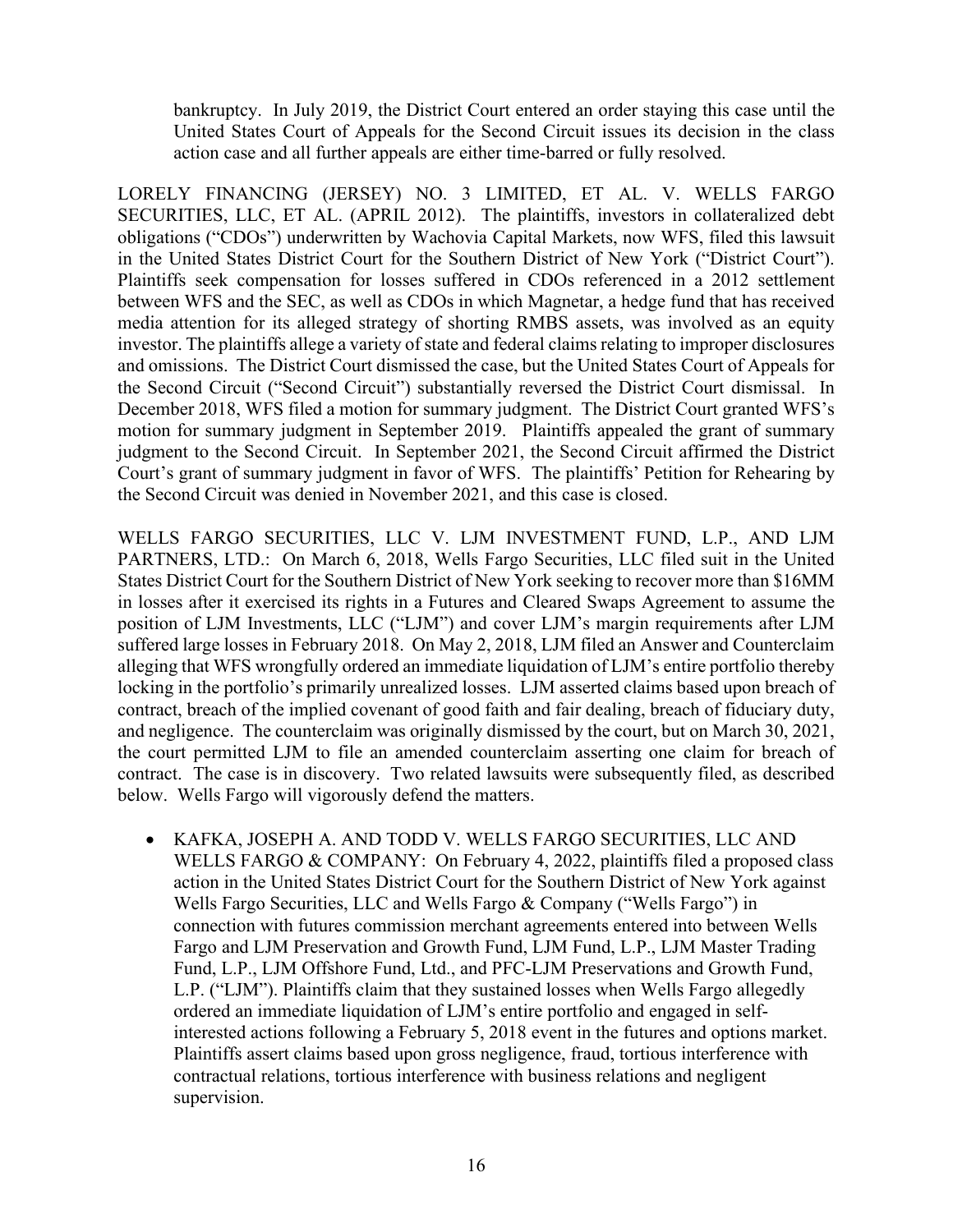bankruptcy. In July 2019, the District Court entered an order staying this case until the United States Court of Appeals for the Second Circuit issues its decision in the class action case and all further appeals are either time-barred or fully resolved.

LORELY FINANCING (JERSEY) NO. 3 LIMITED, ET AL. V. WELLS FARGO SECURITIES, LLC, ET AL. (APRIL 2012). The plaintiffs, investors in collateralized debt obligations ("CDOs") underwritten by Wachovia Capital Markets, now WFS, filed this lawsuit in the United States District Court for the Southern District of New York ("District Court"). Plaintiffs seek compensation for losses suffered in CDOs referenced in a 2012 settlement between WFS and the SEC, as well as CDOs in which Magnetar, a hedge fund that has received media attention for its alleged strategy of shorting RMBS assets, was involved as an equity investor. The plaintiffs allege a variety of state and federal claims relating to improper disclosures and omissions. The District Court dismissed the case, but the United States Court of Appeals for the Second Circuit ("Second Circuit") substantially reversed the District Court dismissal. In December 2018, WFS filed a motion for summary judgment. The District Court granted WFS's motion for summary judgment in September 2019. Plaintiffs appealed the grant of summary judgment to the Second Circuit. In September 2021, the Second Circuit affirmed the District Court's grant of summary judgment in favor of WFS. The plaintiffs' Petition for Rehearing by the Second Circuit was denied in November 2021, and this case is closed.

WELLS FARGO SECURITIES, LLC V. LJM INVESTMENT FUND, L.P., AND LJM PARTNERS, LTD.: On March 6, 2018, Wells Fargo Securities, LLC filed suit in the United States District Court for the Southern District of New York seeking to recover more than $16MM in losses after it exercised its rights in a Futures and Cleared Swaps Agreement to assume the position of LJM Investments, LLC ("LJM") and cover LJM's margin requirements after LJM suffered large losses in February 2018. On May 2, 2018, LJM filed an Answer and Counterclaim alleging that WFS wrongfully ordered an immediate liquidation of LJM's entire portfolio thereby locking in the portfolio's primarily unrealized losses. LJM asserted claims based upon breach of contract, breach of the implied covenant of good faith and fair dealing, breach of fiduciary duty, and negligence. The counterclaim was originally dismissed by the court, but on March 30, 2021, the court permitted LJM to file an amended counterclaim asserting one claim for breach of contract. The case is in discovery. Two related lawsuits were subsequently filed, as described below. Wells Fargo will vigorously defend the matters.

- KAFKA, JOSEPH A. AND TODD V. WELLS FARGO SECURITIES, LLC AND WELLS FARGO & COMPANY: On February 4, 2022, plaintiffs filed a proposed class action in the United States District Court for the Southern District of New York against Wells Fargo Securities, LLC and Wells Fargo & Company ("Wells Fargo") in connection with futures commission merchant agreements entered into between Wells Fargo and LJM Preservation and Growth Fund, LJM Fund, L.P., LJM Master Trading Fund, L.P., LJM Offshore Fund, Ltd., and PFC-LJM Preservations and Growth Fund, L.P. ("LJM"). Plaintiffs claim that they sustained losses when Wells Fargo allegedly ordered an immediate liquidation of LJM's entire portfolio and engaged in self-interested actions following a February 5, 2018 event in the futures and options market. Plaintiffs assert claims based upon gross negligence, fraud, tortious interference with contractual relations, tortious interference with business relations and negligent supervision.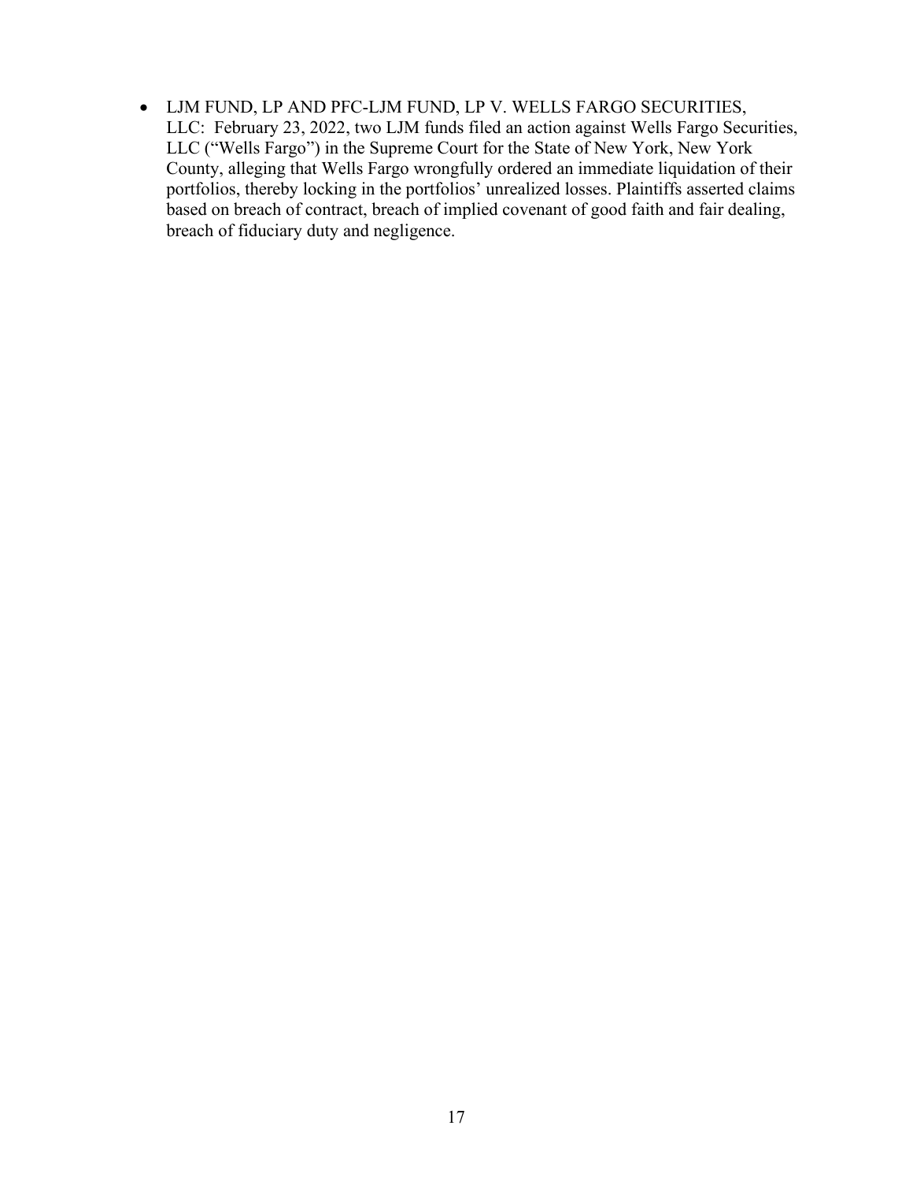- LJM FUND, LP AND PFC-LJM FUND, LP V. WELLS FARGO SECURITIES, LLC: February 23, 2022, two LJM funds filed an action against Wells Fargo Securities, LLC ("Wells Fargo") in the Supreme Court for the State of New York, New York County, alleging that Wells Fargo wrongfully ordered an immediate liquidation of their portfolios, thereby locking in the portfolios' unrealized losses. Plaintiffs asserted claims based on breach of contract, breach of implied covenant of good faith and fair dealing, breach of fiduciary duty and negligence.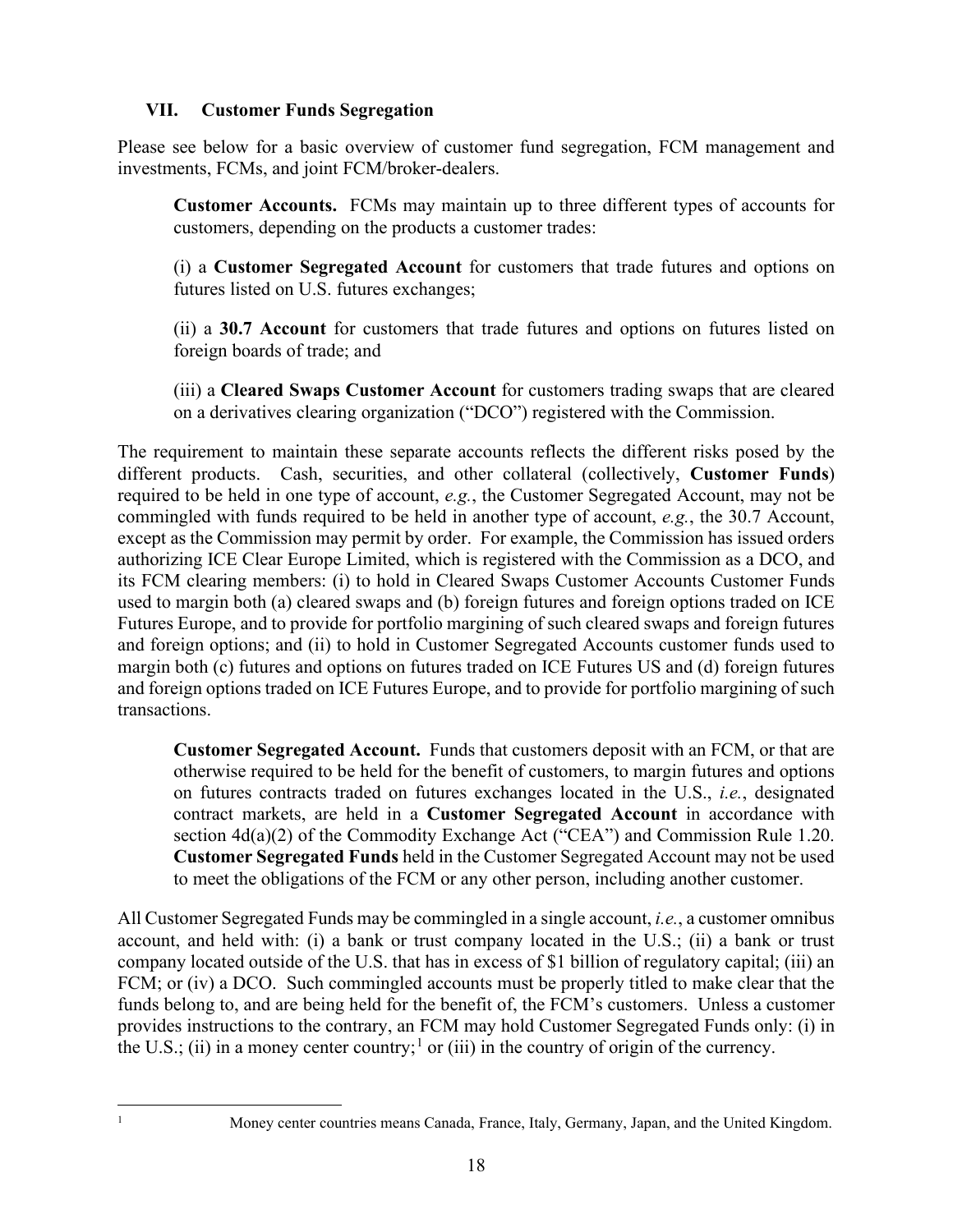## VII. Customer Funds Segregation

Please see below for a basic overview of customer fund segregation, FCM management and investments, FCMs, and joint FCM/broker-dealers.

> **Customer Accounts.** FCMs may maintain up to three different types of accounts for customers, depending on the products a customer trades:
>
> (i) a **Customer Segregated Account** for customers that trade futures and options on futures listed on U.S. futures exchanges;
>
> (ii) a **30.7 Account** for customers that trade futures and options on futures listed on foreign boards of trade; and
>
> (iii) a **Cleared Swaps Customer Account** for customers trading swaps that are cleared on a derivatives clearing organization ("DCO") registered with the Commission.

The requirement to maintain these separate accounts reflects the different risks posed by the different products. Cash, securities, and other collateral (collectively, **Customer Funds**) required to be held in one type of account, *e.g.*, the Customer Segregated Account, may not be commingled with funds required to be held in another type of account, *e.g.*, the 30.7 Account, except as the Commission may permit by order. For example, the Commission has issued orders authorizing ICE Clear Europe Limited, which is registered with the Commission as a DCO, and its FCM clearing members: (i) to hold in Cleared Swaps Customer Accounts Customer Funds used to margin both (a) cleared swaps and (b) foreign futures and foreign options traded on ICE Futures Europe, and to provide for portfolio margining of such cleared swaps and foreign futures and foreign options; and (ii) to hold in Customer Segregated Accounts customer funds used to margin both (c) futures and options on futures traded on ICE Futures US and (d) foreign futures and foreign options traded on ICE Futures Europe, and to provide for portfolio margining of such transactions.

> **Customer Segregated Account.** Funds that customers deposit with an FCM, or that are otherwise required to be held for the benefit of customers, to margin futures and options on futures contracts traded on futures exchanges located in the U.S., *i.e.*, designated contract markets, are held in a **Customer Segregated Account** in accordance with section 4d(a)(2) of the Commodity Exchange Act ("CEA") and Commission Rule 1.20. **Customer Segregated Funds** held in the Customer Segregated Account may not be used to meet the obligations of the FCM or any other person, including another customer.

All Customer Segregated Funds may be commingled in a single account, *i.e.*, a customer omnibus account, and held with: (i) a bank or trust company located in the U.S.; (ii) a bank or trust company located outside of the U.S. that has in excess of $1 billion of regulatory capital; (iii) an FCM; or (iv) a DCO. Such commingled accounts must be properly titled to make clear that the funds belong to, and are being held for the benefit of, the FCM's customers. Unless a customer provides instructions to the contrary, an FCM may hold Customer Segregated Funds only: (i) in the U.S.; (ii) in a money center country;[1] or (iii) in the country of origin of the currency.

[1] Money center countries means Canada, France, Italy, Germany, Japan, and the United Kingdom.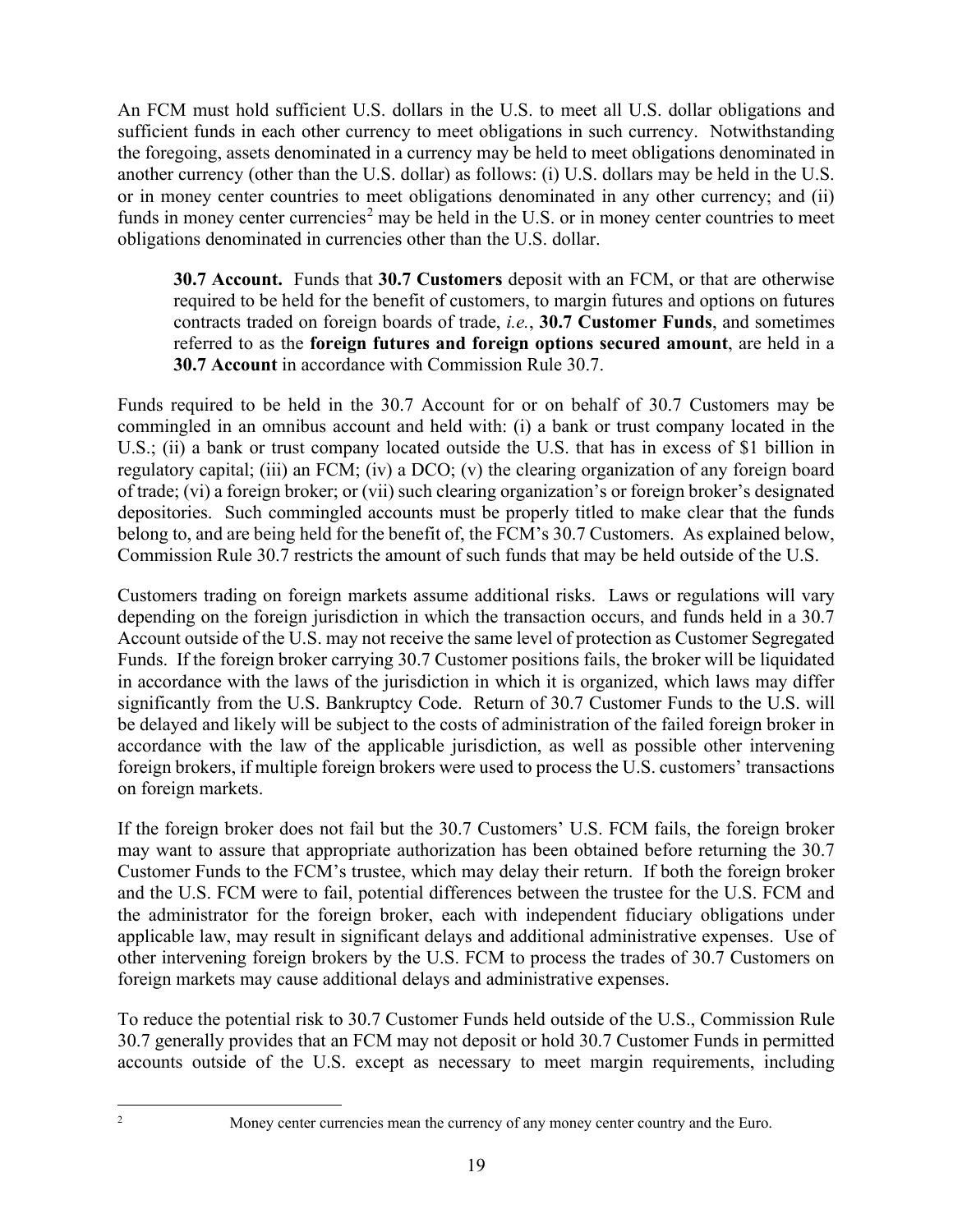An FCM must hold sufficient U.S. dollars in the U.S. to meet all U.S. dollar obligations and sufficient funds in each other currency to meet obligations in such currency. Notwithstanding the foregoing, assets denominated in a currency may be held to meet obligations denominated in another currency (other than the U.S. dollar) as follows: (i) U.S. dollars may be held in the U.S. or in money center countries to meet obligations denominated in any other currency; and (ii) funds in money center currencies[2] may be held in the U.S. or in money center countries to meet obligations denominated in currencies other than the U.S. dollar.

> **30.7 Account.** Funds that **30.7 Customers** deposit with an FCM, or that are otherwise required to be held for the benefit of customers, to margin futures and options on futures contracts traded on foreign boards of trade, *i.e.*, **30.7 Customer Funds**, and sometimes referred to as the **foreign futures and foreign options secured amount**, are held in a **30.7 Account** in accordance with Commission Rule 30.7.

Funds required to be held in the 30.7 Account for or on behalf of 30.7 Customers may be commingled in an omnibus account and held with: (i) a bank or trust company located in the U.S.; (ii) a bank or trust company located outside the U.S. that has in excess of $1 billion in regulatory capital; (iii) an FCM; (iv) a DCO; (v) the clearing organization of any foreign board of trade; (vi) a foreign broker; or (vii) such clearing organization's or foreign broker's designated depositories. Such commingled accounts must be properly titled to make clear that the funds belong to, and are being held for the benefit of, the FCM's 30.7 Customers. As explained below, Commission Rule 30.7 restricts the amount of such funds that may be held outside of the U.S.

Customers trading on foreign markets assume additional risks. Laws or regulations will vary depending on the foreign jurisdiction in which the transaction occurs, and funds held in a 30.7 Account outside of the U.S. may not receive the same level of protection as Customer Segregated Funds. If the foreign broker carrying 30.7 Customer positions fails, the broker will be liquidated in accordance with the laws of the jurisdiction in which it is organized, which laws may differ significantly from the U.S. Bankruptcy Code. Return of 30.7 Customer Funds to the U.S. will be delayed and likely will be subject to the costs of administration of the failed foreign broker in accordance with the law of the applicable jurisdiction, as well as possible other intervening foreign brokers, if multiple foreign brokers were used to process the U.S. customers' transactions on foreign markets.

If the foreign broker does not fail but the 30.7 Customers' U.S. FCM fails, the foreign broker may want to assure that appropriate authorization has been obtained before returning the 30.7 Customer Funds to the FCM's trustee, which may delay their return. If both the foreign broker and the U.S. FCM were to fail, potential differences between the trustee for the U.S. FCM and the administrator for the foreign broker, each with independent fiduciary obligations under applicable law, may result in significant delays and additional administrative expenses. Use of other intervening foreign brokers by the U.S. FCM to process the trades of 30.7 Customers on foreign markets may cause additional delays and administrative expenses.

To reduce the potential risk to 30.7 Customer Funds held outside of the U.S., Commission Rule 30.7 generally provides that an FCM may not deposit or hold 30.7 Customer Funds in permitted accounts outside of the U.S. except as necessary to meet margin requirements, including

[2] Money center currencies mean the currency of any money center country and the Euro.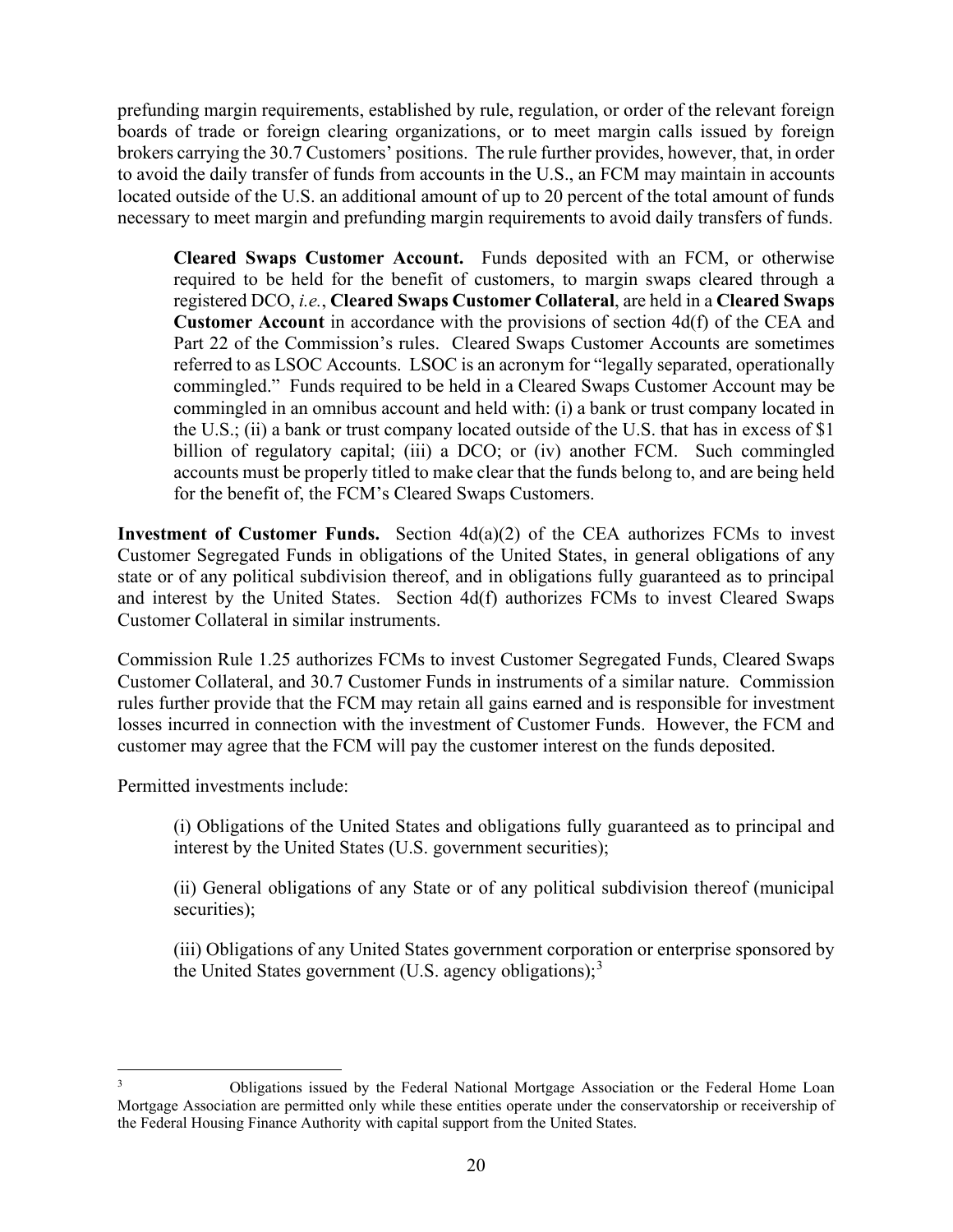prefunding margin requirements, established by rule, regulation, or order of the relevant foreign boards of trade or foreign clearing organizations, or to meet margin calls issued by foreign brokers carrying the 30.7 Customers' positions. The rule further provides, however, that, in order to avoid the daily transfer of funds from accounts in the U.S., an FCM may maintain in accounts located outside of the U.S. an additional amount of up to 20 percent of the total amount of funds necessary to meet margin and prefunding margin requirements to avoid daily transfers of funds.

> **Cleared Swaps Customer Account.** Funds deposited with an FCM, or otherwise required to be held for the benefit of customers, to margin swaps cleared through a registered DCO, *i.e.*, **Cleared Swaps Customer Collateral**, are held in a **Cleared Swaps Customer Account** in accordance with the provisions of section 4d(f) of the CEA and Part 22 of the Commission's rules. Cleared Swaps Customer Accounts are sometimes referred to as LSOC Accounts. LSOC is an acronym for "legally separated, operationally commingled." Funds required to be held in a Cleared Swaps Customer Account may be commingled in an omnibus account and held with: (i) a bank or trust company located in the U.S.; (ii) a bank or trust company located outside of the U.S. that has in excess of $1 billion of regulatory capital; (iii) a DCO; or (iv) another FCM. Such commingled accounts must be properly titled to make clear that the funds belong to, and are being held for the benefit of, the FCM's Cleared Swaps Customers.

**Investment of Customer Funds.** Section 4d(a)(2) of the CEA authorizes FCMs to invest Customer Segregated Funds in obligations of the United States, in general obligations of any state or of any political subdivision thereof, and in obligations fully guaranteed as to principal and interest by the United States. Section 4d(f) authorizes FCMs to invest Cleared Swaps Customer Collateral in similar instruments.

Commission Rule 1.25 authorizes FCMs to invest Customer Segregated Funds, Cleared Swaps Customer Collateral, and 30.7 Customer Funds in instruments of a similar nature. Commission rules further provide that the FCM may retain all gains earned and is responsible for investment losses incurred in connection with the investment of Customer Funds. However, the FCM and customer may agree that the FCM will pay the customer interest on the funds deposited.

Permitted investments include:

> (i) Obligations of the United States and obligations fully guaranteed as to principal and interest by the United States (U.S. government securities);
>
> (ii) General obligations of any State or of any political subdivision thereof (municipal securities);
>
> (iii) Obligations of any United States government corporation or enterprise sponsored by the United States government (U.S. agency obligations);[3]

[3] Obligations issued by the Federal National Mortgage Association or the Federal Home Loan Mortgage Association are permitted only while these entities operate under the conservatorship or receivership of the Federal Housing Finance Authority with capital support from the United States.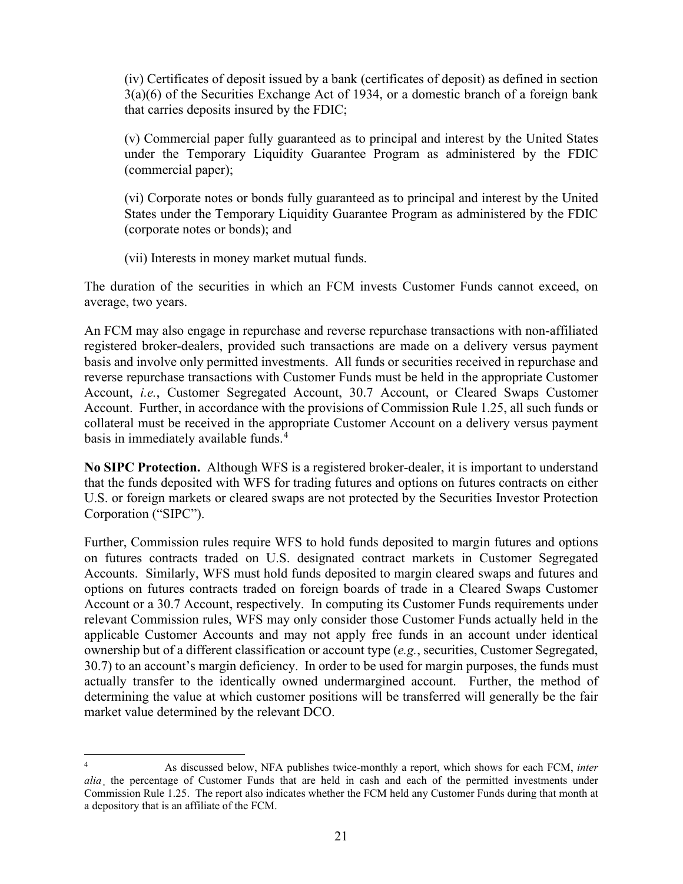(iv) Certificates of deposit issued by a bank (certificates of deposit) as defined in section 3(a)(6) of the Securities Exchange Act of 1934, or a domestic branch of a foreign bank that carries deposits insured by the FDIC;

(v) Commercial paper fully guaranteed as to principal and interest by the United States under the Temporary Liquidity Guarantee Program as administered by the FDIC (commercial paper);

(vi) Corporate notes or bonds fully guaranteed as to principal and interest by the United States under the Temporary Liquidity Guarantee Program as administered by the FDIC (corporate notes or bonds); and

(vii) Interests in money market mutual funds.

The duration of the securities in which an FCM invests Customer Funds cannot exceed, on average, two years.

An FCM may also engage in repurchase and reverse repurchase transactions with non-affiliated registered broker-dealers, provided such transactions are made on a delivery versus payment basis and involve only permitted investments. All funds or securities received in repurchase and reverse repurchase transactions with Customer Funds must be held in the appropriate Customer Account, *i.e.*, Customer Segregated Account, 30.7 Account, or Cleared Swaps Customer Account. Further, in accordance with the provisions of Commission Rule 1.25, all such funds or collateral must be received in the appropriate Customer Account on a delivery versus payment basis in immediately available funds.[4]

**No SIPC Protection.** Although WFS is a registered broker-dealer, it is important to understand that the funds deposited with WFS for trading futures and options on futures contracts on either U.S. or foreign markets or cleared swaps are not protected by the Securities Investor Protection Corporation ("SIPC").

Further, Commission rules require WFS to hold funds deposited to margin futures and options on futures contracts traded on U.S. designated contract markets in Customer Segregated Accounts. Similarly, WFS must hold funds deposited to margin cleared swaps and futures and options on futures contracts traded on foreign boards of trade in a Cleared Swaps Customer Account or a 30.7 Account, respectively. In computing its Customer Funds requirements under relevant Commission rules, WFS may only consider those Customer Funds actually held in the applicable Customer Accounts and may not apply free funds in an account under identical ownership but of a different classification or account type (*e.g.*, securities, Customer Segregated, 30.7) to an account's margin deficiency. In order to be used for margin purposes, the funds must actually transfer to the identically owned undermargined account. Further, the method of determining the value at which customer positions will be transferred will generally be the fair market value determined by the relevant DCO.

---

[4] As discussed below, NFA publishes twice-monthly a report, which shows for each FCM, *inter alia*, the percentage of Customer Funds that are held in cash and each of the permitted investments under Commission Rule 1.25. The report also indicates whether the FCM held any Customer Funds during that month at a depository that is an affiliate of the FCM.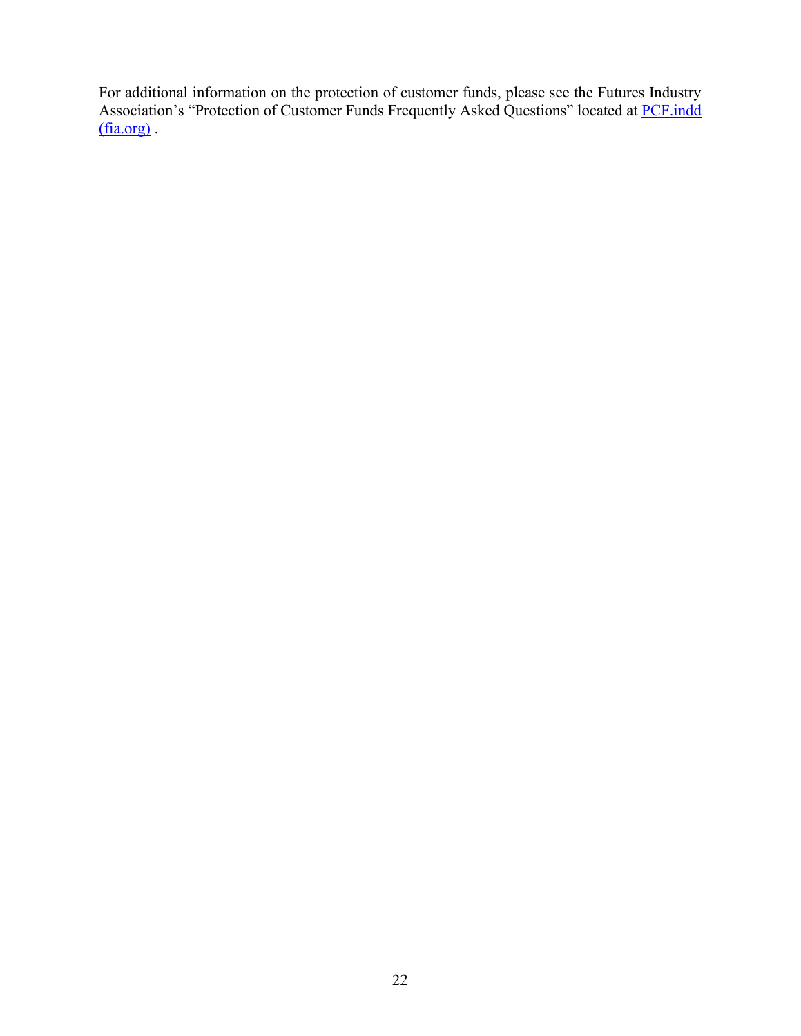For additional information on the protection of customer funds, please see the Futures Industry Association's "Protection of Customer Funds Frequently Asked Questions" located at PCF.indd (fia.org) .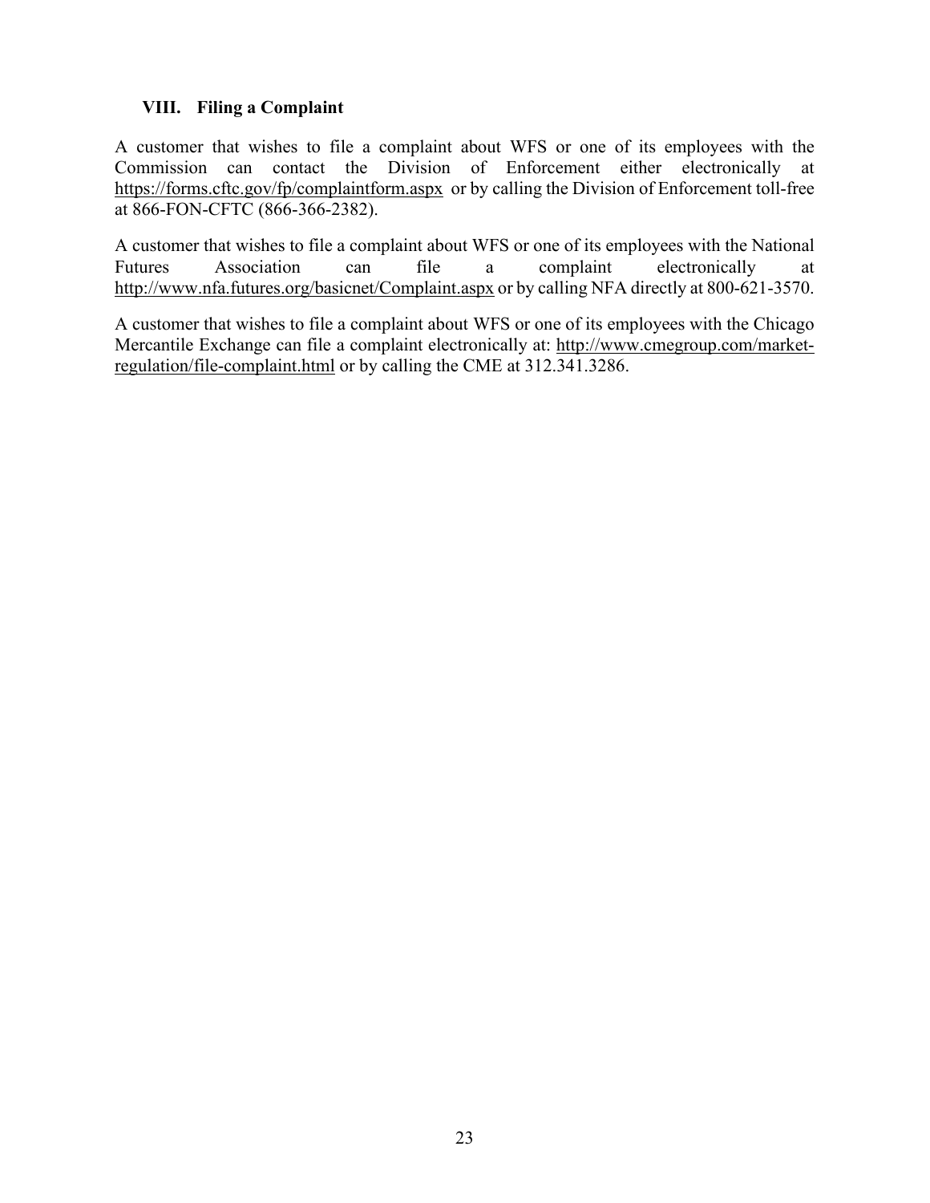## VIII. Filing a Complaint

A customer that wishes to file a complaint about WFS or one of its employees with the Commission can contact the Division of Enforcement either electronically at https://forms.cftc.gov/fp/complaintform.aspx or by calling the Division of Enforcement toll-free at 866-FON-CFTC (866-366-2382).

A customer that wishes to file a complaint about WFS or one of its employees with the National Futures Association can file a complaint electronically at http://www.nfa.futures.org/basicnet/Complaint.aspx or by calling NFA directly at 800-621-3570.

A customer that wishes to file a complaint about WFS or one of its employees with the Chicago Mercantile Exchange can file a complaint electronically at: http://www.cmegroup.com/market-regulation/file-complaint.html or by calling the CME at 312.341.3286.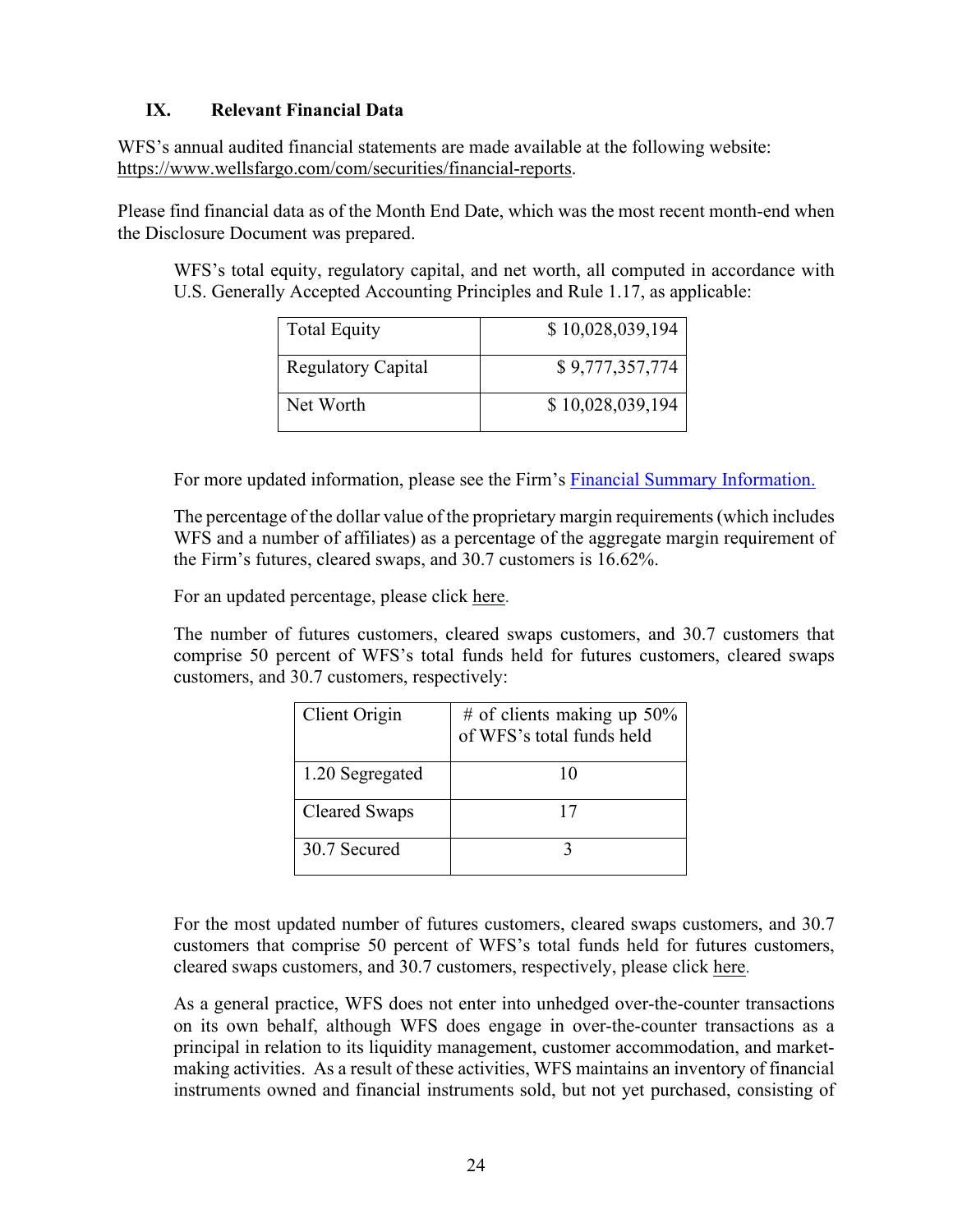## IX. Relevant Financial Data

WFS's annual audited financial statements are made available at the following website: https://www.wellsfargo.com/com/securities/financial-reports.

Please find financial data as of the Month End Date, which was the most recent month-end when the Disclosure Document was prepared.

WFS's total equity, regulatory capital, and net worth, all computed in accordance with U.S. Generally Accepted Accounting Principles and Rule 1.17, as applicable:

| | |
|---|---|
| Total Equity | $ 10,028,039,194 |
| Regulatory Capital | $ 9,777,357,774 |
| Net Worth | $ 10,028,039,194 |

For more updated information, please see the Firm's Financial Summary Information.

The percentage of the dollar value of the proprietary margin requirements (which includes WFS and a number of affiliates) as a percentage of the aggregate margin requirement of the Firm's futures, cleared swaps, and 30.7 customers is 16.62%.

For an updated percentage, please click here.

The number of futures customers, cleared swaps customers, and 30.7 customers that comprise 50 percent of WFS's total funds held for futures customers, cleared swaps customers, and 30.7 customers, respectively:

| Client Origin | # of clients making up 50% of WFS's total funds held |
|---|---|
| 1.20 Segregated | 10 |
| Cleared Swaps | 17 |
| 30.7 Secured | 3 |

For the most updated number of futures customers, cleared swaps customers, and 30.7 customers that comprise 50 percent of WFS's total funds held for futures customers, cleared swaps customers, and 30.7 customers, respectively, please click here.

As a general practice, WFS does not enter into unhedged over-the-counter transactions on its own behalf, although WFS does engage in over-the-counter transactions as a principal in relation to its liquidity management, customer accommodation, and market-making activities. As a result of these activities, WFS maintains an inventory of financial instruments owned and financial instruments sold, but not yet purchased, consisting of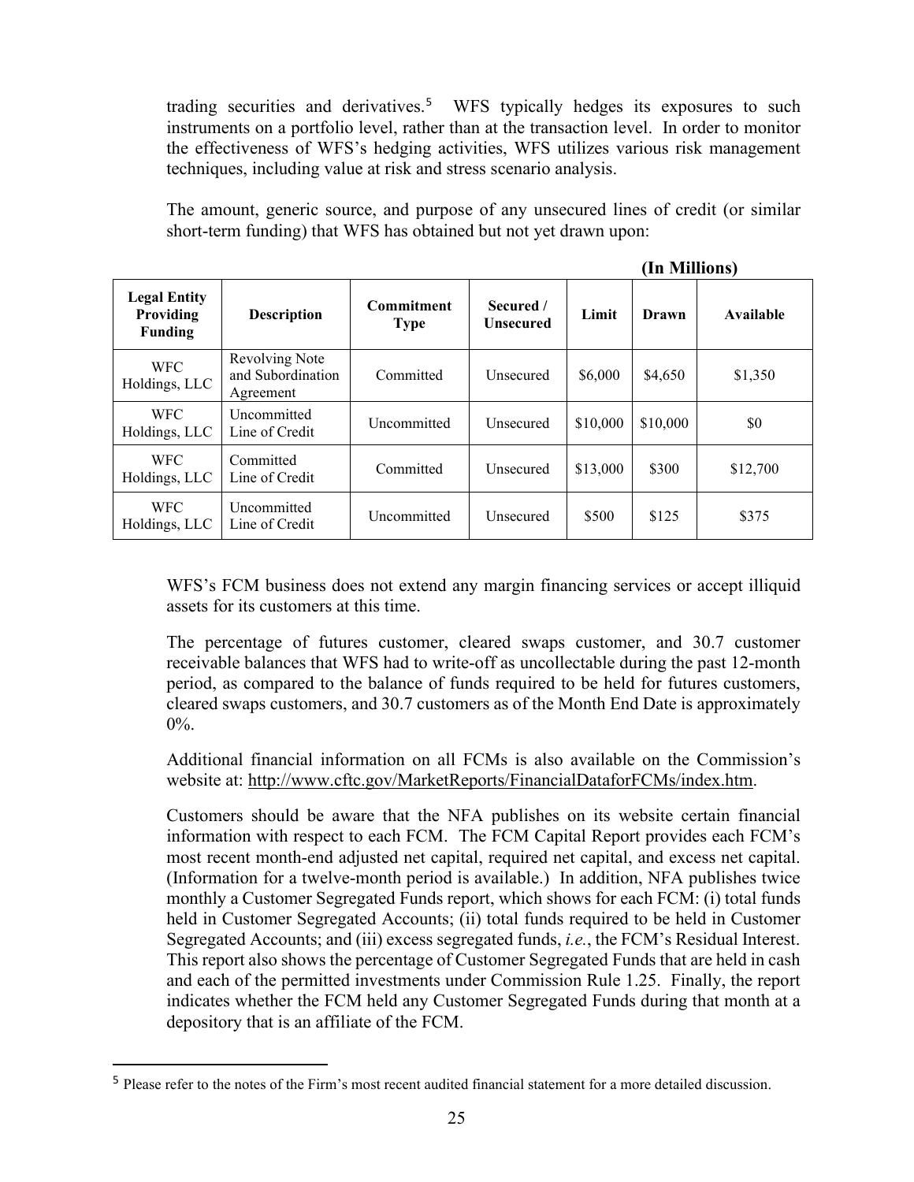trading securities and derivatives.[5] WFS typically hedges its exposures to such instruments on a portfolio level, rather than at the transaction level. In order to monitor the effectiveness of WFS's hedging activities, WFS utilizes various risk management techniques, including value at risk and stress scenario analysis.

The amount, generic source, and purpose of any unsecured lines of credit (or similar short-term funding) that WFS has obtained but not yet drawn upon:

**(In Millions)**

| Legal Entity Providing Funding | Description | Commitment Type | Secured / Unsecured | Limit | Drawn | Available |
|---|---|---|---|---|---|---|
| WFC Holdings, LLC | Revolving Note and Subordination Agreement | Committed | Unsecured | $6,000 | $4,650 | $1,350 |
| WFC Holdings, LLC | Uncommitted Line of Credit | Uncommitted | Unsecured | $10,000 | $10,000 | $0 |
| WFC Holdings, LLC | Committed Line of Credit | Committed | Unsecured | $13,000 | $300 | $12,700 |
| WFC Holdings, LLC | Uncommitted Line of Credit | Uncommitted | Unsecured | $500 | $125 | $375 |

WFS's FCM business does not extend any margin financing services or accept illiquid assets for its customers at this time.

The percentage of futures customer, cleared swaps customer, and 30.7 customer receivable balances that WFS had to write-off as uncollectable during the past 12-month period, as compared to the balance of funds required to be held for futures customers, cleared swaps customers, and 30.7 customers as of the Month End Date is approximately 0%.

Additional financial information on all FCMs is also available on the Commission's website at: http://www.cftc.gov/MarketReports/FinancialDataforFCMs/index.htm.

Customers should be aware that the NFA publishes on its website certain financial information with respect to each FCM. The FCM Capital Report provides each FCM's most recent month-end adjusted net capital, required net capital, and excess net capital. (Information for a twelve-month period is available.) In addition, NFA publishes twice monthly a Customer Segregated Funds report, which shows for each FCM: (i) total funds held in Customer Segregated Accounts; (ii) total funds required to be held in Customer Segregated Accounts; and (iii) excess segregated funds, *i.e.*, the FCM's Residual Interest. This report also shows the percentage of Customer Segregated Funds that are held in cash and each of the permitted investments under Commission Rule 1.25. Finally, the report indicates whether the FCM held any Customer Segregated Funds during that month at a depository that is an affiliate of the FCM.

[5] Please refer to the notes of the Firm's most recent audited financial statement for a more detailed discussion.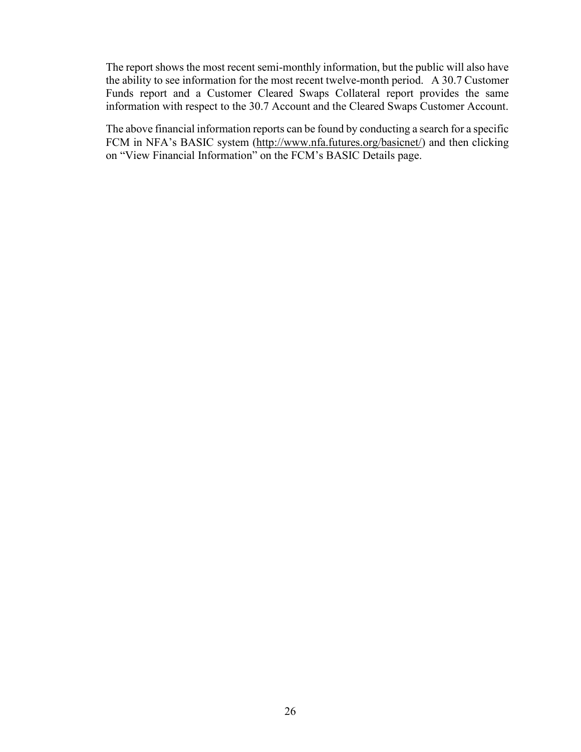The report shows the most recent semi-monthly information, but the public will also have the ability to see information for the most recent twelve-month period. A 30.7 Customer Funds report and a Customer Cleared Swaps Collateral report provides the same information with respect to the 30.7 Account and the Cleared Swaps Customer Account.

The above financial information reports can be found by conducting a search for a specific FCM in NFA's BASIC system (http://www.nfa.futures.org/basicnet/) and then clicking on "View Financial Information" on the FCM's BASIC Details page.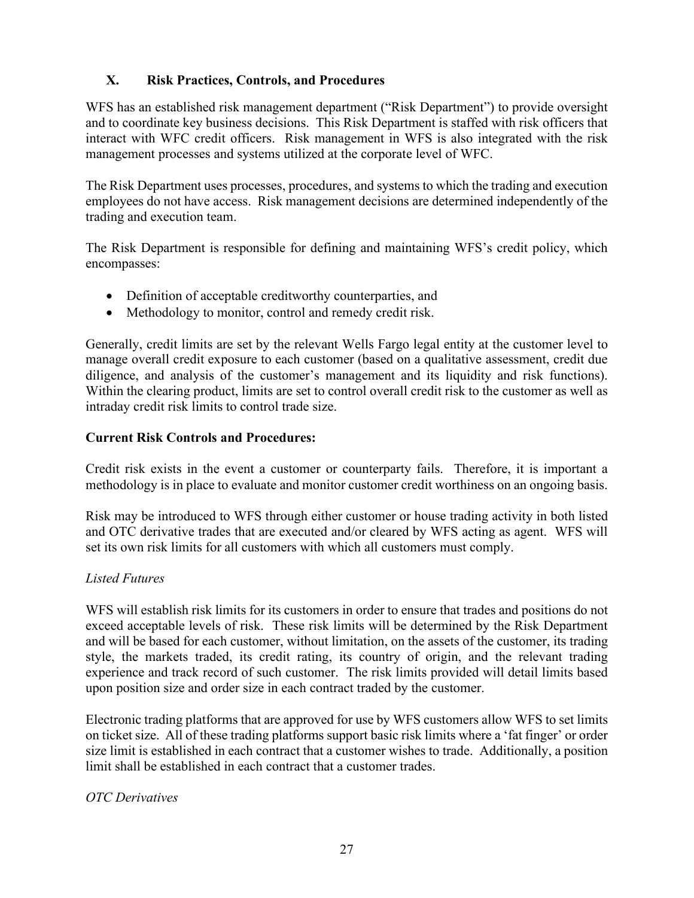## X. Risk Practices, Controls, and Procedures

WFS has an established risk management department ("Risk Department") to provide oversight and to coordinate key business decisions. This Risk Department is staffed with risk officers that interact with WFC credit officers. Risk management in WFS is also integrated with the risk management processes and systems utilized at the corporate level of WFC.

The Risk Department uses processes, procedures, and systems to which the trading and execution employees do not have access. Risk management decisions are determined independently of the trading and execution team.

The Risk Department is responsible for defining and maintaining WFS's credit policy, which encompasses:

- Definition of acceptable creditworthy counterparties, and
- Methodology to monitor, control and remedy credit risk.

Generally, credit limits are set by the relevant Wells Fargo legal entity at the customer level to manage overall credit exposure to each customer (based on a qualitative assessment, credit due diligence, and analysis of the customer's management and its liquidity and risk functions). Within the clearing product, limits are set to control overall credit risk to the customer as well as intraday credit risk limits to control trade size.

**Current Risk Controls and Procedures:**

Credit risk exists in the event a customer or counterparty fails. Therefore, it is important a methodology is in place to evaluate and monitor customer credit worthiness on an ongoing basis.

Risk may be introduced to WFS through either customer or house trading activity in both listed and OTC derivative trades that are executed and/or cleared by WFS acting as agent. WFS will set its own risk limits for all customers with which all customers must comply.

*Listed Futures*

WFS will establish risk limits for its customers in order to ensure that trades and positions do not exceed acceptable levels of risk. These risk limits will be determined by the Risk Department and will be based for each customer, without limitation, on the assets of the customer, its trading style, the markets traded, its credit rating, its country of origin, and the relevant trading experience and track record of such customer. The risk limits provided will detail limits based upon position size and order size in each contract traded by the customer.

Electronic trading platforms that are approved for use by WFS customers allow WFS to set limits on ticket size. All of these trading platforms support basic risk limits where a 'fat finger' or order size limit is established in each contract that a customer wishes to trade. Additionally, a position limit shall be established in each contract that a customer trades.

*OTC Derivatives*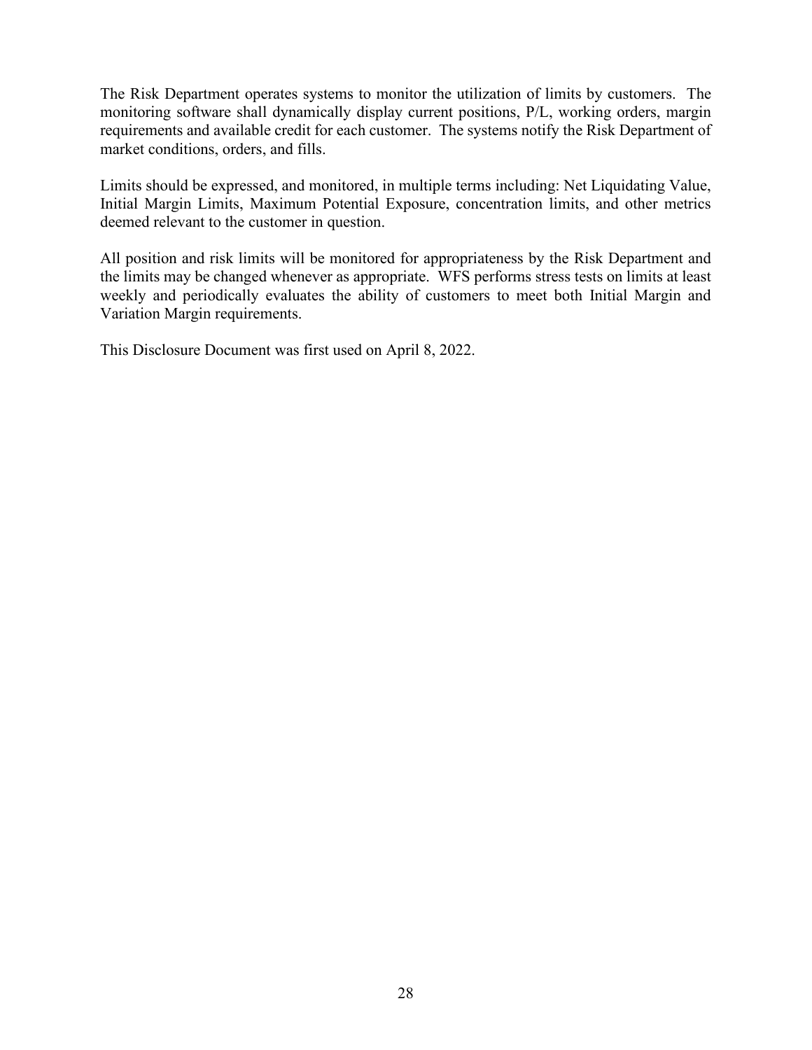The Risk Department operates systems to monitor the utilization of limits by customers. The monitoring software shall dynamically display current positions, P/L, working orders, margin requirements and available credit for each customer. The systems notify the Risk Department of market conditions, orders, and fills.

Limits should be expressed, and monitored, in multiple terms including: Net Liquidating Value, Initial Margin Limits, Maximum Potential Exposure, concentration limits, and other metrics deemed relevant to the customer in question.

All position and risk limits will be monitored for appropriateness by the Risk Department and the limits may be changed whenever as appropriate. WFS performs stress tests on limits at least weekly and periodically evaluates the ability of customers to meet both Initial Margin and Variation Margin requirements.

This Disclosure Document was first used on April 8, 2022.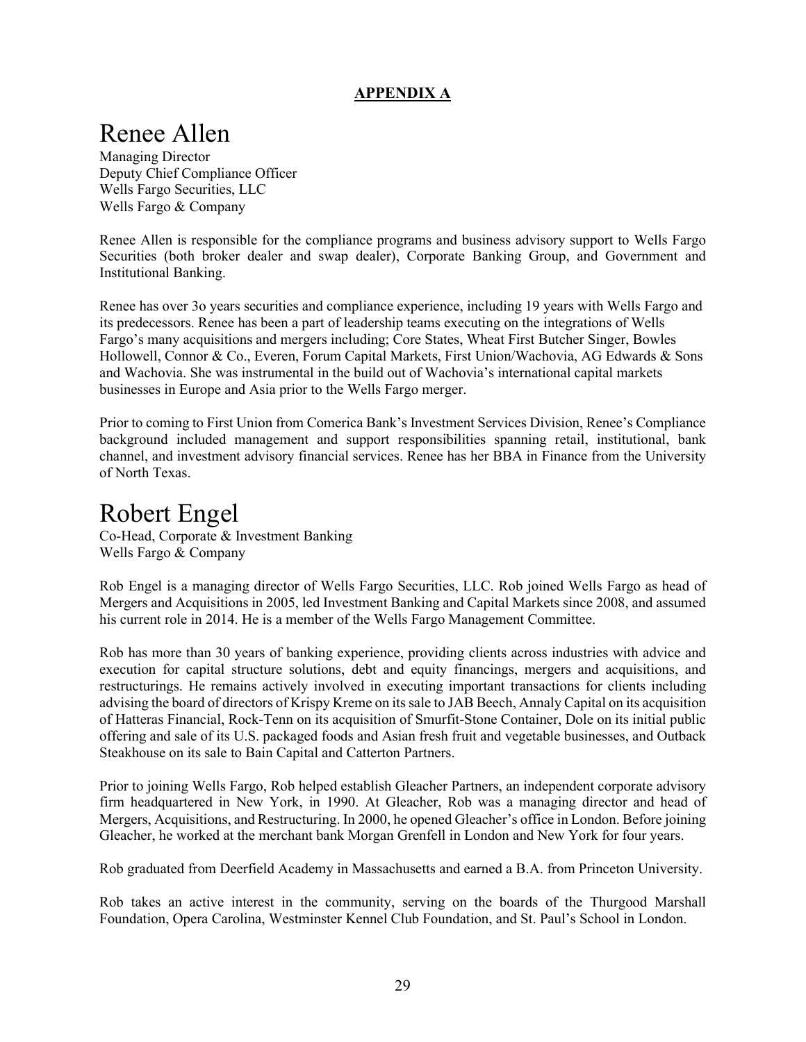**APPENDIX A**

# Renee Allen

Managing Director
Deputy Chief Compliance Officer
Wells Fargo Securities, LLC
Wells Fargo & Company

Renee Allen is responsible for the compliance programs and business advisory support to Wells Fargo Securities (both broker dealer and swap dealer), Corporate Banking Group, and Government and Institutional Banking.

Renee has over 3o years securities and compliance experience, including 19 years with Wells Fargo and its predecessors. Renee has been a part of leadership teams executing on the integrations of Wells Fargo's many acquisitions and mergers including; Core States, Wheat First Butcher Singer, Bowles Hollowell, Connor & Co., Everen, Forum Capital Markets, First Union/Wachovia, AG Edwards & Sons and Wachovia. She was instrumental in the build out of Wachovia's international capital markets businesses in Europe and Asia prior to the Wells Fargo merger.

Prior to coming to First Union from Comerica Bank's Investment Services Division, Renee's Compliance background included management and support responsibilities spanning retail, institutional, bank channel, and investment advisory financial services. Renee has her BBA in Finance from the University of North Texas.

# Robert Engel

Co-Head, Corporate & Investment Banking
Wells Fargo & Company

Rob Engel is a managing director of Wells Fargo Securities, LLC. Rob joined Wells Fargo as head of Mergers and Acquisitions in 2005, led Investment Banking and Capital Markets since 2008, and assumed his current role in 2014. He is a member of the Wells Fargo Management Committee.

Rob has more than 30 years of banking experience, providing clients across industries with advice and execution for capital structure solutions, debt and equity financings, mergers and acquisitions, and restructurings. He remains actively involved in executing important transactions for clients including advising the board of directors of Krispy Kreme on its sale to JAB Beech, Annaly Capital on its acquisition of Hatteras Financial, Rock-Tenn on its acquisition of Smurfit-Stone Container, Dole on its initial public offering and sale of its U.S. packaged foods and Asian fresh fruit and vegetable businesses, and Outback Steakhouse on its sale to Bain Capital and Catterton Partners.

Prior to joining Wells Fargo, Rob helped establish Gleacher Partners, an independent corporate advisory firm headquartered in New York, in 1990. At Gleacher, Rob was a managing director and head of Mergers, Acquisitions, and Restructuring. In 2000, he opened Gleacher's office in London. Before joining Gleacher, he worked at the merchant bank Morgan Grenfell in London and New York for four years.

Rob graduated from Deerfield Academy in Massachusetts and earned a B.A. from Princeton University.

Rob takes an active interest in the community, serving on the boards of the Thurgood Marshall Foundation, Opera Carolina, Westminster Kennel Club Foundation, and St. Paul's School in London.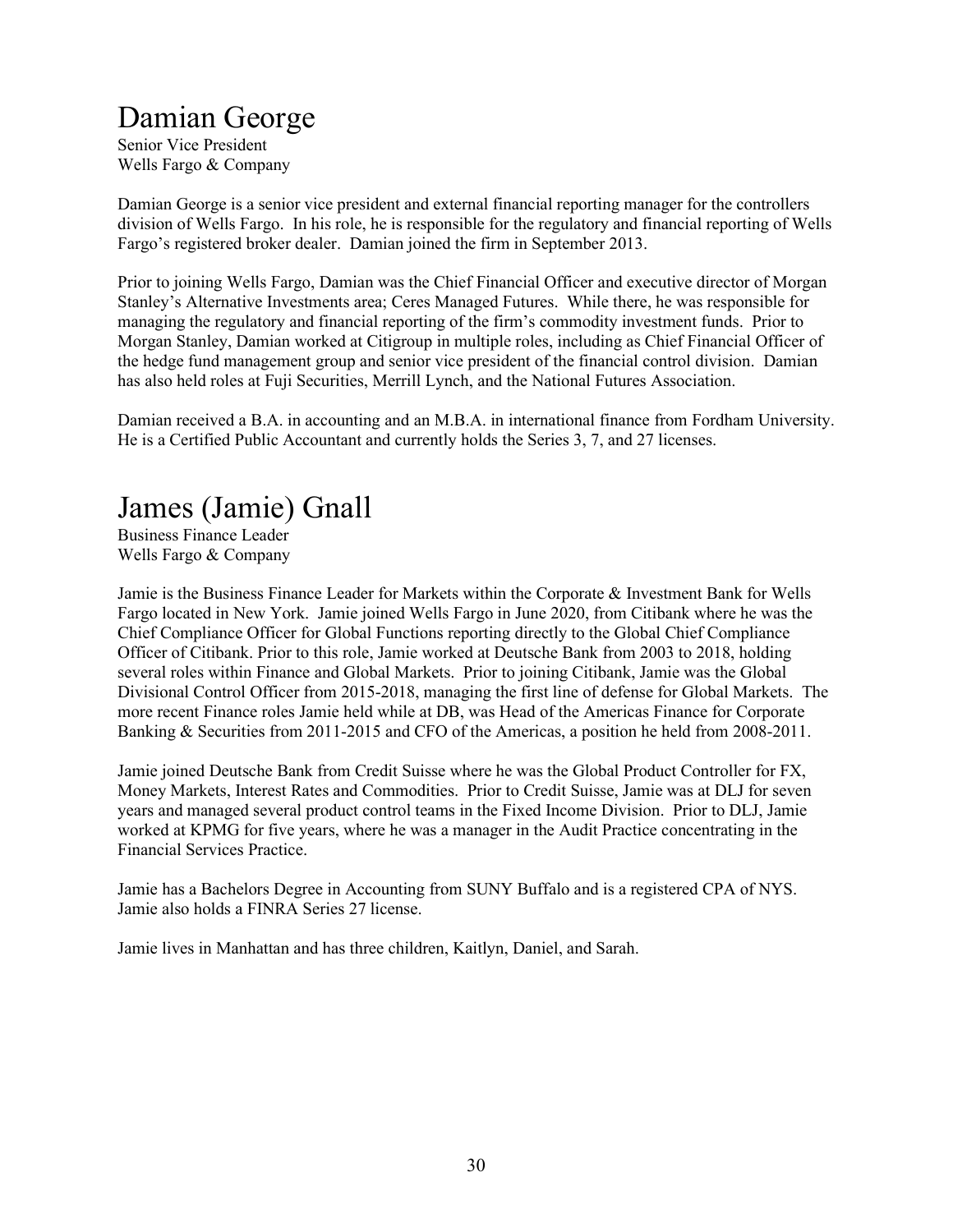# Damian George

Senior Vice President
Wells Fargo & Company

Damian George is a senior vice president and external financial reporting manager for the controllers division of Wells Fargo. In his role, he is responsible for the regulatory and financial reporting of Wells Fargo's registered broker dealer. Damian joined the firm in September 2013.

Prior to joining Wells Fargo, Damian was the Chief Financial Officer and executive director of Morgan Stanley's Alternative Investments area; Ceres Managed Futures. While there, he was responsible for managing the regulatory and financial reporting of the firm's commodity investment funds. Prior to Morgan Stanley, Damian worked at Citigroup in multiple roles, including as Chief Financial Officer of the hedge fund management group and senior vice president of the financial control division. Damian has also held roles at Fuji Securities, Merrill Lynch, and the National Futures Association.

Damian received a B.A. in accounting and an M.B.A. in international finance from Fordham University. He is a Certified Public Accountant and currently holds the Series 3, 7, and 27 licenses.

# James (Jamie) Gnall

Business Finance Leader
Wells Fargo & Company

Jamie is the Business Finance Leader for Markets within the Corporate & Investment Bank for Wells Fargo located in New York. Jamie joined Wells Fargo in June 2020, from Citibank where he was the Chief Compliance Officer for Global Functions reporting directly to the Global Chief Compliance Officer of Citibank. Prior to this role, Jamie worked at Deutsche Bank from 2003 to 2018, holding several roles within Finance and Global Markets. Prior to joining Citibank, Jamie was the Global Divisional Control Officer from 2015-2018, managing the first line of defense for Global Markets. The more recent Finance roles Jamie held while at DB, was Head of the Americas Finance for Corporate Banking & Securities from 2011-2015 and CFO of the Americas, a position he held from 2008-2011.

Jamie joined Deutsche Bank from Credit Suisse where he was the Global Product Controller for FX, Money Markets, Interest Rates and Commodities. Prior to Credit Suisse, Jamie was at DLJ for seven years and managed several product control teams in the Fixed Income Division. Prior to DLJ, Jamie worked at KPMG for five years, where he was a manager in the Audit Practice concentrating in the Financial Services Practice.

Jamie has a Bachelors Degree in Accounting from SUNY Buffalo and is a registered CPA of NYS. Jamie also holds a FINRA Series 27 license.

Jamie lives in Manhattan and has three children, Kaitlyn, Daniel, and Sarah.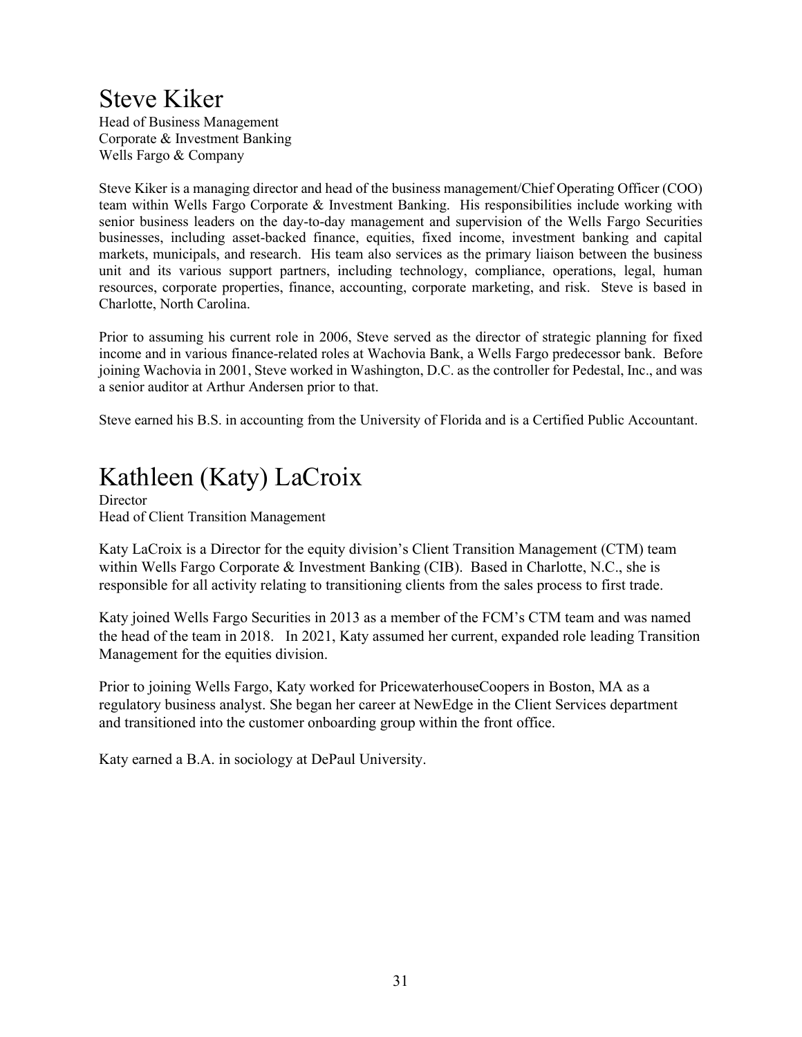# Steve Kiker

Head of Business Management
Corporate & Investment Banking
Wells Fargo & Company

Steve Kiker is a managing director and head of the business management/Chief Operating Officer (COO) team within Wells Fargo Corporate & Investment Banking. His responsibilities include working with senior business leaders on the day-to-day management and supervision of the Wells Fargo Securities businesses, including asset-backed finance, equities, fixed income, investment banking and capital markets, municipals, and research. His team also services as the primary liaison between the business unit and its various support partners, including technology, compliance, operations, legal, human resources, corporate properties, finance, accounting, corporate marketing, and risk. Steve is based in Charlotte, North Carolina.

Prior to assuming his current role in 2006, Steve served as the director of strategic planning for fixed income and in various finance-related roles at Wachovia Bank, a Wells Fargo predecessor bank. Before joining Wachovia in 2001, Steve worked in Washington, D.C. as the controller for Pedestal, Inc., and was a senior auditor at Arthur Andersen prior to that.

Steve earned his B.S. in accounting from the University of Florida and is a Certified Public Accountant.

# Kathleen (Katy) LaCroix

Director
Head of Client Transition Management

Katy LaCroix is a Director for the equity division's Client Transition Management (CTM) team within Wells Fargo Corporate & Investment Banking (CIB). Based in Charlotte, N.C., she is responsible for all activity relating to transitioning clients from the sales process to first trade.

Katy joined Wells Fargo Securities in 2013 as a member of the FCM's CTM team and was named the head of the team in 2018. In 2021, Katy assumed her current, expanded role leading Transition Management for the equities division.

Prior to joining Wells Fargo, Katy worked for PricewaterhouseCoopers in Boston, MA as a regulatory business analyst. She began her career at NewEdge in the Client Services department and transitioned into the customer onboarding group within the front office.

Katy earned a B.A. in sociology at DePaul University.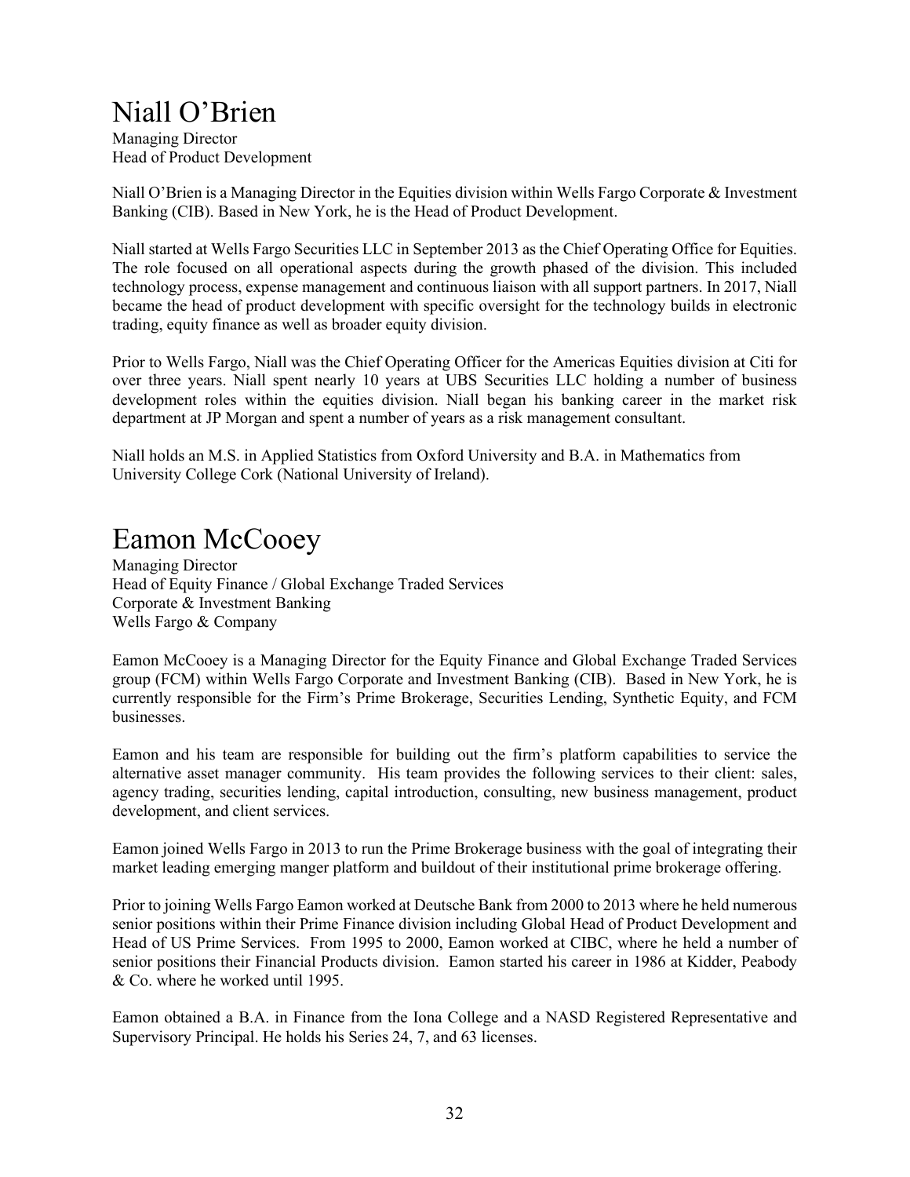# Niall O'Brien

Managing Director
Head of Product Development

Niall O'Brien is a Managing Director in the Equities division within Wells Fargo Corporate & Investment Banking (CIB). Based in New York, he is the Head of Product Development.

Niall started at Wells Fargo Securities LLC in September 2013 as the Chief Operating Office for Equities. The role focused on all operational aspects during the growth phased of the division. This included technology process, expense management and continuous liaison with all support partners. In 2017, Niall became the head of product development with specific oversight for the technology builds in electronic trading, equity finance as well as broader equity division.

Prior to Wells Fargo, Niall was the Chief Operating Officer for the Americas Equities division at Citi for over three years. Niall spent nearly 10 years at UBS Securities LLC holding a number of business development roles within the equities division. Niall began his banking career in the market risk department at JP Morgan and spent a number of years as a risk management consultant.

Niall holds an M.S. in Applied Statistics from Oxford University and B.A. in Mathematics from University College Cork (National University of Ireland).

# Eamon McCooey

Managing Director
Head of Equity Finance / Global Exchange Traded Services
Corporate & Investment Banking
Wells Fargo & Company

Eamon McCooey is a Managing Director for the Equity Finance and Global Exchange Traded Services group (FCM) within Wells Fargo Corporate and Investment Banking (CIB). Based in New York, he is currently responsible for the Firm's Prime Brokerage, Securities Lending, Synthetic Equity, and FCM businesses.

Eamon and his team are responsible for building out the firm's platform capabilities to service the alternative asset manager community. His team provides the following services to their client: sales, agency trading, securities lending, capital introduction, consulting, new business management, product development, and client services.

Eamon joined Wells Fargo in 2013 to run the Prime Brokerage business with the goal of integrating their market leading emerging manger platform and buildout of their institutional prime brokerage offering.

Prior to joining Wells Fargo Eamon worked at Deutsche Bank from 2000 to 2013 where he held numerous senior positions within their Prime Finance division including Global Head of Product Development and Head of US Prime Services. From 1995 to 2000, Eamon worked at CIBC, where he held a number of senior positions their Financial Products division. Eamon started his career in 1986 at Kidder, Peabody & Co. where he worked until 1995.

Eamon obtained a B.A. in Finance from the Iona College and a NASD Registered Representative and Supervisory Principal. He holds his Series 24, 7, and 63 licenses.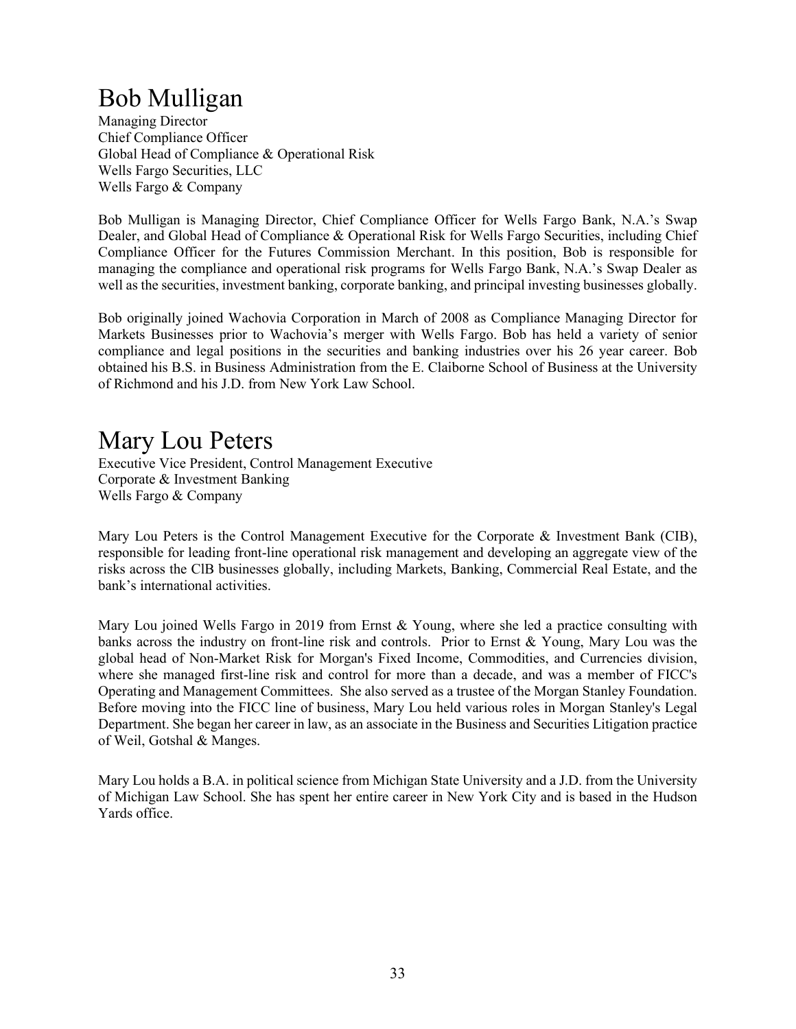# Bob Mulligan

Managing Director
Chief Compliance Officer
Global Head of Compliance & Operational Risk
Wells Fargo Securities, LLC
Wells Fargo & Company

Bob Mulligan is Managing Director, Chief Compliance Officer for Wells Fargo Bank, N.A.'s Swap Dealer, and Global Head of Compliance & Operational Risk for Wells Fargo Securities, including Chief Compliance Officer for the Futures Commission Merchant. In this position, Bob is responsible for managing the compliance and operational risk programs for Wells Fargo Bank, N.A.'s Swap Dealer as well as the securities, investment banking, corporate banking, and principal investing businesses globally.

Bob originally joined Wachovia Corporation in March of 2008 as Compliance Managing Director for Markets Businesses prior to Wachovia's merger with Wells Fargo. Bob has held a variety of senior compliance and legal positions in the securities and banking industries over his 26 year career. Bob obtained his B.S. in Business Administration from the E. Claiborne School of Business at the University of Richmond and his J.D. from New York Law School.

# Mary Lou Peters

Executive Vice President, Control Management Executive
Corporate & Investment Banking
Wells Fargo & Company

Mary Lou Peters is the Control Management Executive for the Corporate & Investment Bank (CIB), responsible for leading front-line operational risk management and developing an aggregate view of the risks across the ClB businesses globally, including Markets, Banking, Commercial Real Estate, and the bank's international activities.

Mary Lou joined Wells Fargo in 2019 from Ernst & Young, where she led a practice consulting with banks across the industry on front-line risk and controls. Prior to Ernst & Young, Mary Lou was the global head of Non-Market Risk for Morgan's Fixed Income, Commodities, and Currencies division, where she managed first-line risk and control for more than a decade, and was a member of FICC's Operating and Management Committees. She also served as a trustee of the Morgan Stanley Foundation. Before moving into the FICC line of business, Mary Lou held various roles in Morgan Stanley's Legal Department. She began her career in law, as an associate in the Business and Securities Litigation practice of Weil, Gotshal & Manges.

Mary Lou holds a B.A. in political science from Michigan State University and a J.D. from the University of Michigan Law School. She has spent her entire career in New York City and is based in the Hudson Yards office.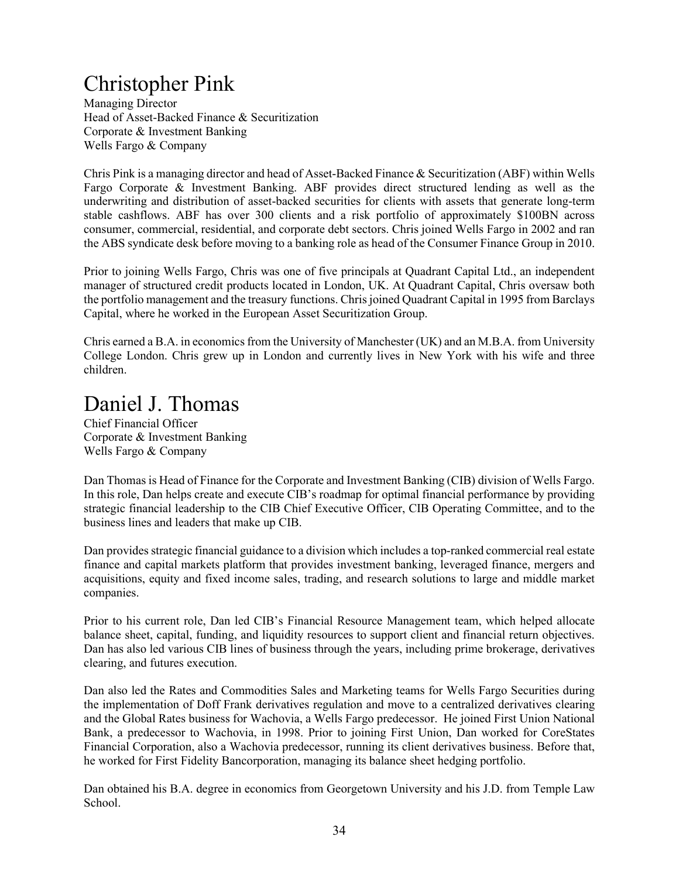# Christopher Pink

Managing Director
Head of Asset-Backed Finance & Securitization
Corporate & Investment Banking
Wells Fargo & Company

Chris Pink is a managing director and head of Asset-Backed Finance & Securitization (ABF) within Wells Fargo Corporate & Investment Banking. ABF provides direct structured lending as well as the underwriting and distribution of asset-backed securities for clients with assets that generate long-term stable cashflows. ABF has over 300 clients and a risk portfolio of approximately $100BN across consumer, commercial, residential, and corporate debt sectors. Chris joined Wells Fargo in 2002 and ran the ABS syndicate desk before moving to a banking role as head of the Consumer Finance Group in 2010.

Prior to joining Wells Fargo, Chris was one of five principals at Quadrant Capital Ltd., an independent manager of structured credit products located in London, UK. At Quadrant Capital, Chris oversaw both the portfolio management and the treasury functions. Chris joined Quadrant Capital in 1995 from Barclays Capital, where he worked in the European Asset Securitization Group.

Chris earned a B.A. in economics from the University of Manchester (UK) and an M.B.A. from University College London. Chris grew up in London and currently lives in New York with his wife and three children.

# Daniel J. Thomas

Chief Financial Officer
Corporate & Investment Banking
Wells Fargo & Company

Dan Thomas is Head of Finance for the Corporate and Investment Banking (CIB) division of Wells Fargo. In this role, Dan helps create and execute CIB's roadmap for optimal financial performance by providing strategic financial leadership to the CIB Chief Executive Officer, CIB Operating Committee, and to the business lines and leaders that make up CIB.

Dan provides strategic financial guidance to a division which includes a top-ranked commercial real estate finance and capital markets platform that provides investment banking, leveraged finance, mergers and acquisitions, equity and fixed income sales, trading, and research solutions to large and middle market companies.

Prior to his current role, Dan led CIB's Financial Resource Management team, which helped allocate balance sheet, capital, funding, and liquidity resources to support client and financial return objectives. Dan has also led various CIB lines of business through the years, including prime brokerage, derivatives clearing, and futures execution.

Dan also led the Rates and Commodities Sales and Marketing teams for Wells Fargo Securities during the implementation of Doff Frank derivatives regulation and move to a centralized derivatives clearing and the Global Rates business for Wachovia, a Wells Fargo predecessor. He joined First Union National Bank, a predecessor to Wachovia, in 1998. Prior to joining First Union, Dan worked for CoreStates Financial Corporation, also a Wachovia predecessor, running its client derivatives business. Before that, he worked for First Fidelity Bancorporation, managing its balance sheet hedging portfolio.

Dan obtained his B.A. degree in economics from Georgetown University and his J.D. from Temple Law School.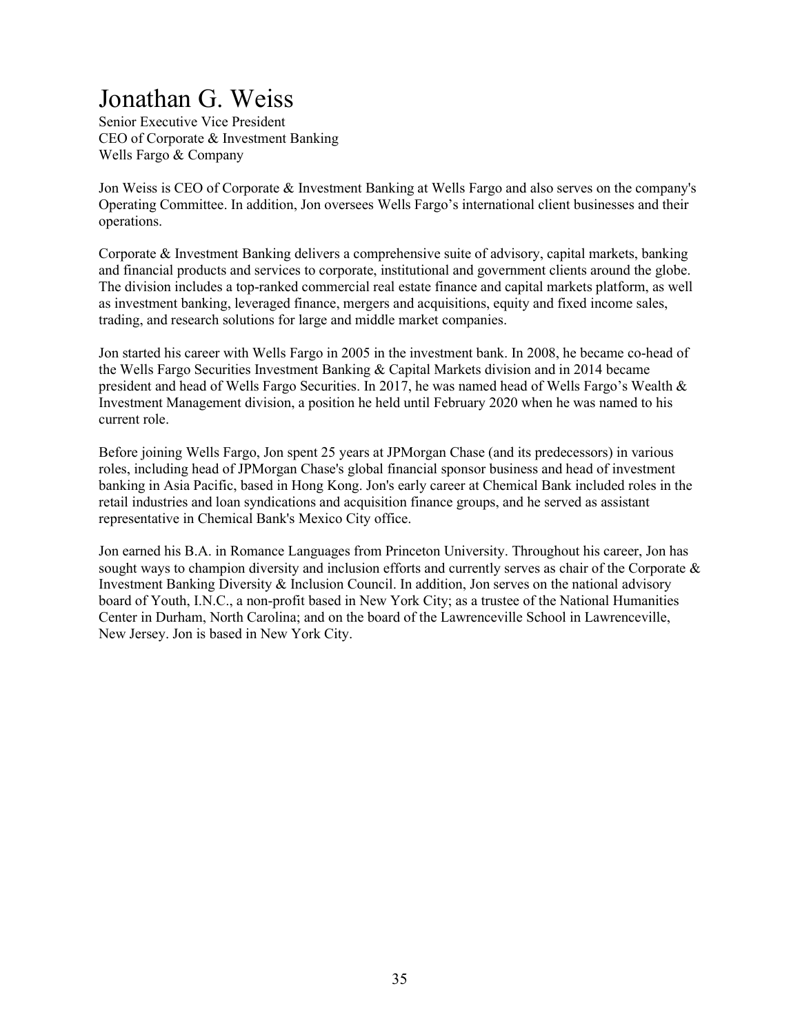# Jonathan G. Weiss

Senior Executive Vice President
CEO of Corporate & Investment Banking
Wells Fargo & Company

Jon Weiss is CEO of Corporate & Investment Banking at Wells Fargo and also serves on the company's Operating Committee. In addition, Jon oversees Wells Fargo's international client businesses and their operations.

Corporate & Investment Banking delivers a comprehensive suite of advisory, capital markets, banking and financial products and services to corporate, institutional and government clients around the globe. The division includes a top-ranked commercial real estate finance and capital markets platform, as well as investment banking, leveraged finance, mergers and acquisitions, equity and fixed income sales, trading, and research solutions for large and middle market companies.

Jon started his career with Wells Fargo in 2005 in the investment bank. In 2008, he became co-head of the Wells Fargo Securities Investment Banking & Capital Markets division and in 2014 became president and head of Wells Fargo Securities. In 2017, he was named head of Wells Fargo's Wealth & Investment Management division, a position he held until February 2020 when he was named to his current role.

Before joining Wells Fargo, Jon spent 25 years at JPMorgan Chase (and its predecessors) in various roles, including head of JPMorgan Chase's global financial sponsor business and head of investment banking in Asia Pacific, based in Hong Kong. Jon's early career at Chemical Bank included roles in the retail industries and loan syndications and acquisition finance groups, and he served as assistant representative in Chemical Bank's Mexico City office.

Jon earned his B.A. in Romance Languages from Princeton University. Throughout his career, Jon has sought ways to champion diversity and inclusion efforts and currently serves as chair of the Corporate & Investment Banking Diversity & Inclusion Council. In addition, Jon serves on the national advisory board of Youth, I.N.C., a non-profit based in New York City; as a trustee of the National Humanities Center in Durham, North Carolina; and on the board of the Lawrenceville School in Lawrenceville, New Jersey. Jon is based in New York City.